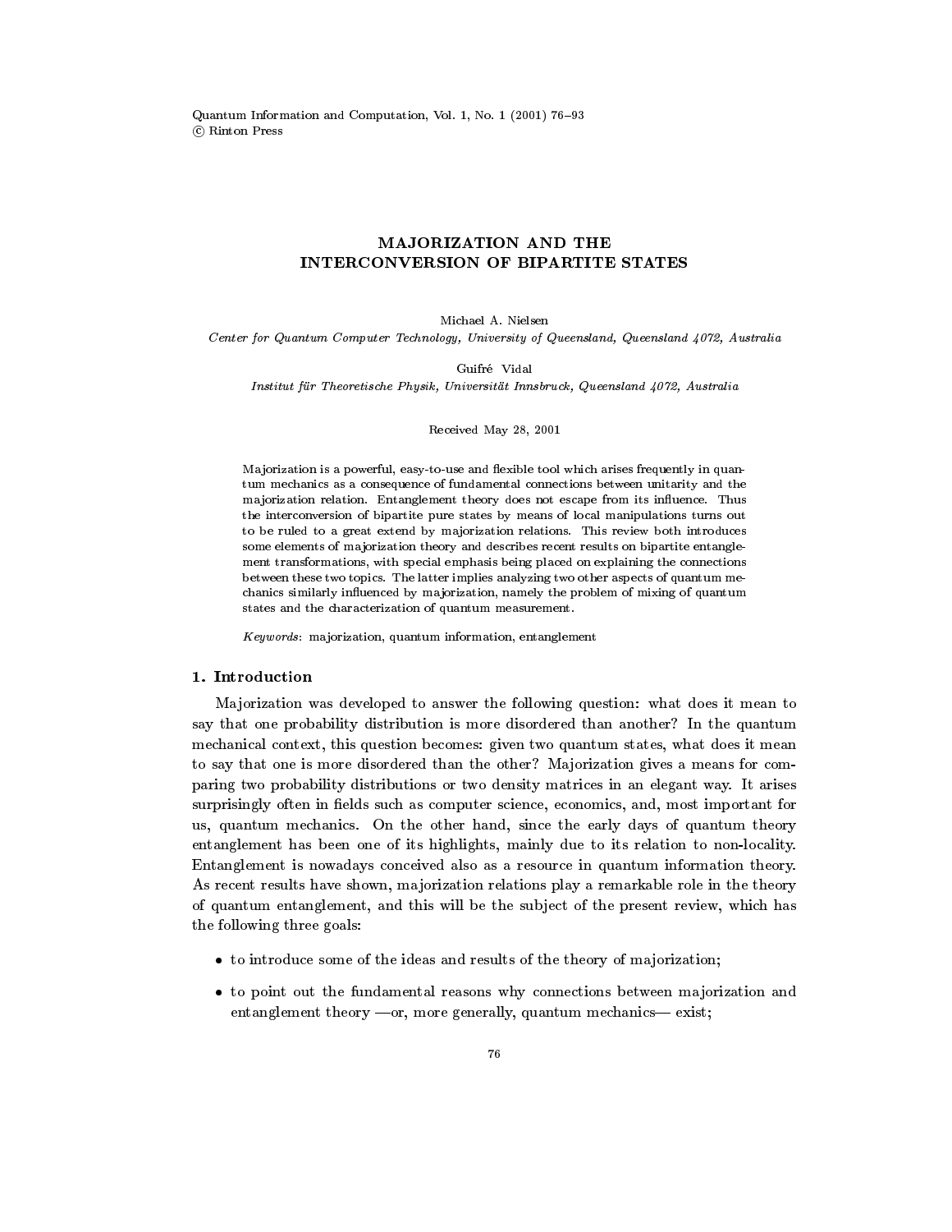# MAJORIZATION AND THE INTERCONVERSION OF BIPARTITE STATES

Michael A. Nielsen

*Center for Quantum Computer Technology, University of Queensland, Queensland 4072, Australia*

Guifré Vidal

*Institut für Theoretische Physik, Universität Innsbruck, Queensland 4072, Australia*

Received May 28, 2001

Majorization is a powerful, easy-to-use and flexible tool which arises frequently in quantum mechanics as a consequence of fundamental connections between unitarity and the majorization relation. Entanglement theory does not escape from its influence. Thus the interconversion of bipartite pure states by means of local manipulations turns out to be ruled to a great extend by majorization relations. This review both introduces some elements of majorization theory and describes recent results on bipartite entanglement transformations, with special emphasis being placed on explaining the connections between these two topics. The latter implies analyzing two other aspects of quantum mechanics similarly influenced by majorization, namely the problem of mixing of quantum states and the characterization of quantum measurement.

*Keywords*: majorization, quantum information, entanglement

## 1. Introduction

Majorization was developed to answer the following question: what does it mean to say that one probability distribution is more disordered than another? In the quantum mechanical context, this question becomes: given two quantum states, what does it mean to say that one is more disordered than the other? Majorization gives a means for comparing two probability distributions or two density matrices in an elegant way. It arises surprisingly often in fields such as computer science, economics, and, most important for us, quantum mechanics. On the other hand, since the early days of quantum theory entanglement has been one of its highlights, mainly due to its relation to non-locality. Entanglement is nowadays conceived also as a resource in quantum information theory. As recent results have shown, majorization relations play a remarkable role in the theory of quantum entanglement, and this will be the subject of the present review, which has the following three goals:

- to introduce some of the ideas and results of the theory of majorization;
- to point out the fundamental reasons why connections between majorization and entanglement theory —or, more generally, quantum mechanics— exist;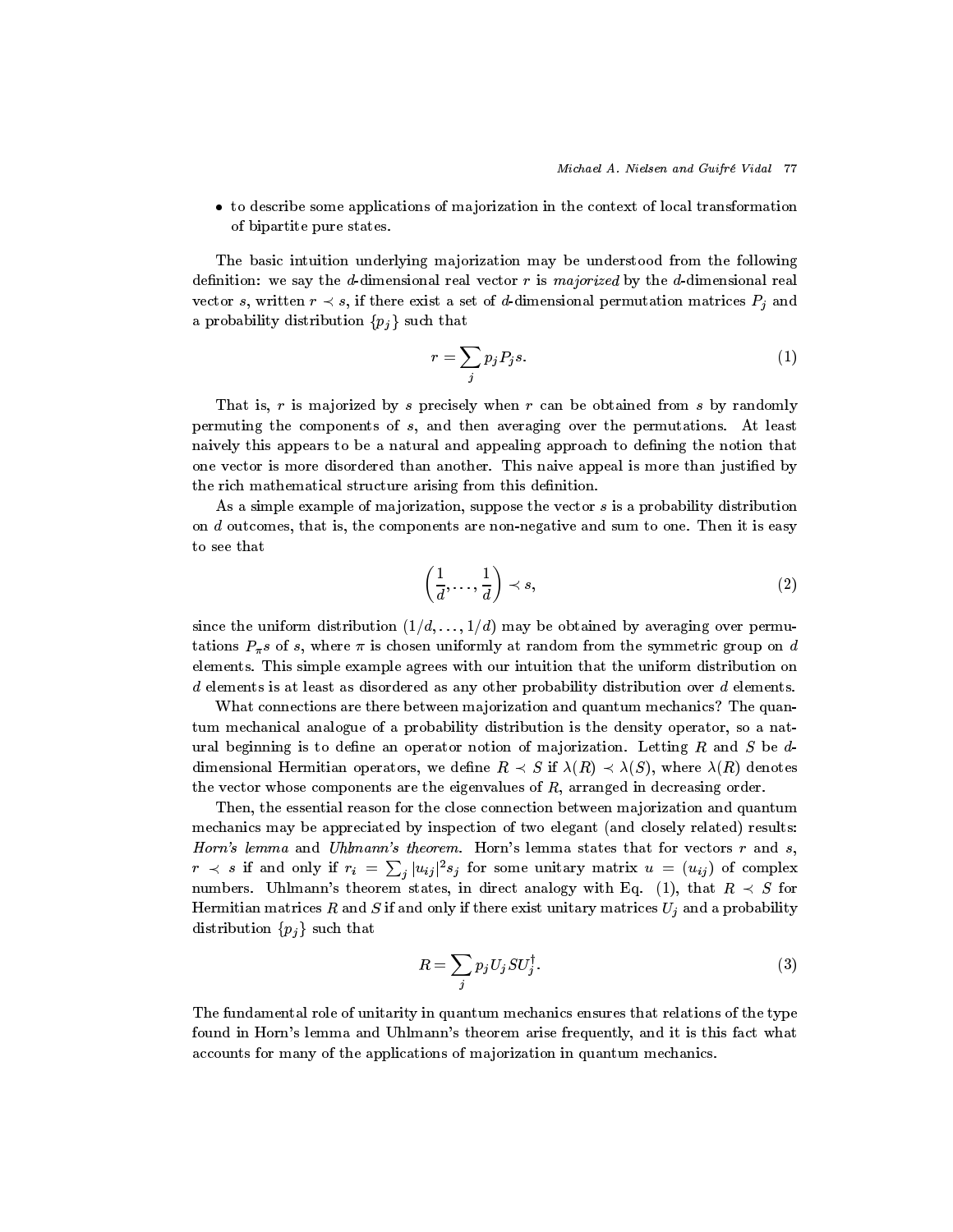- to describe some applications of majorization in the context of local transformation of bipartite pure states.

The basic intuition underlying majorization may be understood from the following definition: we say the $d$-dimensional real vector $r$ is *majorized* by the $d$-dimensional real vector $s$, written $r \prec s$, if there exist a set of $d$-dimensional permutation matrices $P_j$ and a probability distribution $\{p_j\}$ such that

$$r = \sum_j p_j P_j s. \tag{1}$$

That is, $r$ is majorized by $s$ precisely when $r$ can be obtained from $s$ by randomly permuting the components of $s$, and then averaging over the permutations. At least naively this appears to be a natural and appealing approach to defining the notion that one vector is more disordered than another. This naive appeal is more than justified by the rich mathematical structure arising from this definition.

As a simple example of majorization, suppose the vector $s$ is a probability distribution on $d$ outcomes, that is, the components are non-negative and sum to one. Then it is easy to see that

$$\left(\frac{1}{d}, \ldots, \frac{1}{d}\right) \prec s, \tag{2}$$

since the uniform distribution $(1/d, \ldots, 1/d)$ may be obtained by averaging over permutations $P_\pi s$ of $s$, where $\pi$ is chosen uniformly at random from the symmetric group on $d$ elements. This simple example agrees with our intuition that the uniform distribution on $d$ elements is at least as disordered as any other probability distribution over $d$ elements.

What connections are there between majorization and quantum mechanics? The quantum mechanical analogue of a probability distribution is the density operator, so a natural beginning is to define an operator notion of majorization. Letting $R$ and $S$ be $d$-dimensional Hermitian operators, we define $R \prec S$ if $\lambda(R) \prec \lambda(S)$, where $\lambda(R)$ denotes the vector whose components are the eigenvalues of $R$, arranged in decreasing order.

Then, the essential reason for the close connection between majorization and quantum mechanics may be appreciated by inspection of two elegant (and closely related) results: *Horn's lemma* and *Uhlmann's theorem*. Horn's lemma states that for vectors $r$ and $s$, $r \prec s$ if and only if $r_i = \sum_j |u_{ij}|^2 s_j$ for some unitary matrix $u = (u_{ij})$ of complex numbers. Uhlmann's theorem states, in direct analogy with Eq. (1), that $R \prec S$ for Hermitian matrices $R$ and $S$ if and only if there exist unitary matrices $U_j$ and a probability distribution $\{p_j\}$ such that

$$R = \sum_j p_j U_j S U_j^\dagger. \tag{3}$$

The fundamental role of unitarity in quantum mechanics ensures that relations of the type found in Horn's lemma and Uhlmann's theorem arise frequently, and it is this fact what accounts for many of the applications of majorization in quantum mechanics.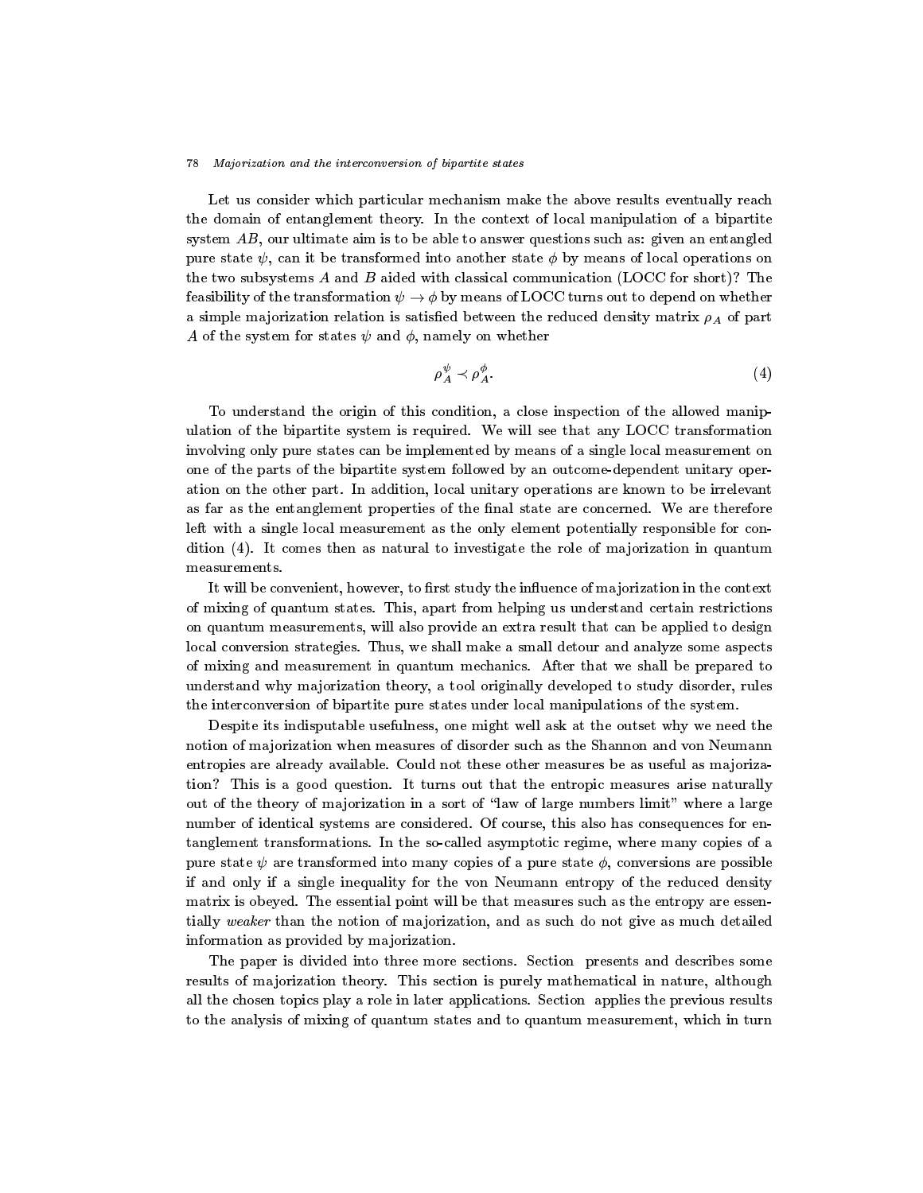Let us consider which particular mechanism make the above results eventually reach the domain of entanglement theory. In the context of local manipulation of a bipartite system $AB$, our ultimate aim is to be able to answer questions such as: given an entangled pure state $\psi$, can it be transformed into another state $\phi$ by means of local operations on the two subsystems $A$ and $B$ aided with classical communication (LOCC for short)? The feasibility of the transformation $\psi \rightarrow \phi$ by means of LOCC turns out to depend on whether a simple majorization relation is satisfied between the reduced density matrix $\rho_A$ of part $A$ of the system for states $\psi$ and $\phi$, namely on whether

$$\rho_A^{\psi} \prec \rho_A^{\phi}. \tag{4}$$

To understand the origin of this condition, a close inspection of the allowed manipulation of the bipartite system is required. We will see that any LOCC transformation involving only pure states can be implemented by means of a single local measurement on one of the parts of the bipartite system followed by an outcome-dependent unitary operation on the other part. In addition, local unitary operations are known to be irrelevant as far as the entanglement properties of the final state are concerned. We are therefore left with a single local measurement as the only element potentially responsible for condition (4). It comes then as natural to investigate the role of majorization in quantum measurements.

It will be convenient, however, to first study the influence of majorization in the context of mixing of quantum states. This, apart from helping us understand certain restrictions on quantum measurements, will also provide an extra result that can be applied to design local conversion strategies. Thus, we shall make a small detour and analyze some aspects of mixing and measurement in quantum mechanics. After that we shall be prepared to understand why majorization theory, a tool originally developed to study disorder, rules the interconversion of bipartite pure states under local manipulations of the system.

Despite its indisputable usefulness, one might well ask at the outset why we need the notion of majorization when measures of disorder such as the Shannon and von Neumann entropies are already available. Could not these other measures be as useful as majorization? This is a good question. It turns out that the entropic measures arise naturally out of the theory of majorization in a sort of "law of large numbers limit" where a large number of identical systems are considered. Of course, this also has consequences for entanglement transformations. In the so-called asymptotic regime, where many copies of a pure state $\psi$ are transformed into many copies of a pure state $\phi$, conversions are possible if and only if a single inequality for the von Neumann entropy of the reduced density matrix is obeyed. The essential point will be that measures such as the entropy are essentially *weaker* than the notion of majorization, and as such do not give as much detailed information as provided by majorization.

The paper is divided into three more sections. Section  presents and describes some results of majorization theory. This section is purely mathematical in nature, although all the chosen topics play a role in later applications. Section  applies the previous results to the analysis of mixing of quantum states and to quantum measurement, which in turn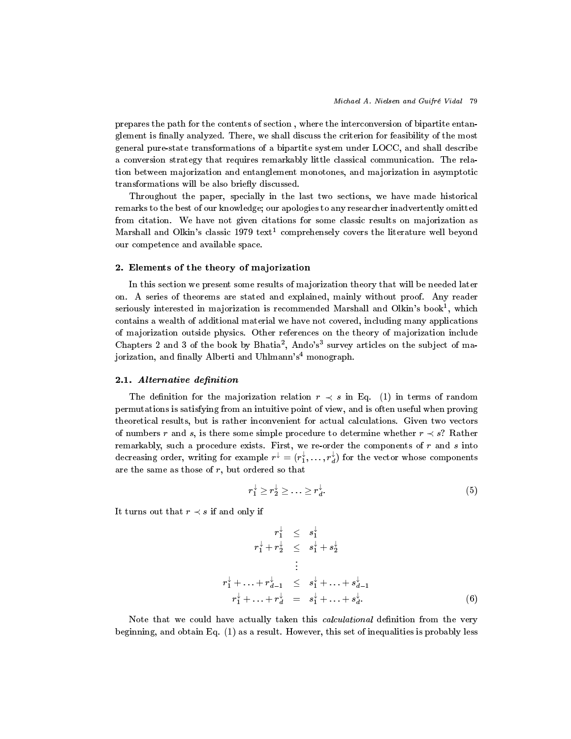prepares the path for the contents of section , where the interconversion of bipartite entanglement is finally analyzed. There, we shall discuss the criterion for feasibility of the most general pure-state transformations of a bipartite system under LOCC, and shall describe a conversion strategy that requires remarkably little classical communication. The relation between majorization and entanglement monotones, and majorization in asymptotic transformations will be also briefly discussed.

Throughout the paper, specially in the last two sections, we have made historical remarks to the best of our knowledge; our apologies to any researcher inadvertently omitted from citation. We have not given citations for some classic results on majorization as Marshall and Olkin's classic 1979 text[1] comprehensely covers the literature well beyond our competence and available space.

## 2. Elements of the theory of majorization

In this section we present some results of majorization theory that will be needed later on. A series of theorems are stated and explained, mainly without proof. Any reader seriously interested in majorization is recommended Marshall and Olkin's book[1], which contains a wealth of additional material we have not covered, including many applications of majorization outside physics. Other references on the theory of majorization include Chapters 2 and 3 of the book by Bhatia[2], Ando's[3] survey articles on the subject of majorization, and finally Alberti and Uhlmann's[4] monograph.

### 2.1. *Alternative definition*

The definition for the majorization relation $r \prec s$ in Eq. (1) in terms of random permutations is satisfying from an intuitive point of view, and is often useful when proving theoretical results, but is rather inconvenient for actual calculations. Given two vectors of numbers $r$ and $s$, is there some simple procedure to determine whether $r \prec s$? Rather remarkably, such a procedure exists. First, we re-order the components of $r$ and $s$ into decreasing order, writing for example $r^\downarrow = (r_1^\downarrow, \ldots, r_d^\downarrow)$ for the vector whose components are the same as those of $r$, but ordered so that

$$r_1^\downarrow \geq r_2^\downarrow \geq \ldots \geq r_d^\downarrow. \tag{5}$$

It turns out that $r \prec s$ if and only if

$$\begin{aligned} r_1^\downarrow &\leq s_1^\downarrow \\ r_1^\downarrow + r_2^\downarrow &\leq s_1^\downarrow + s_2^\downarrow \\ &\vdots \\ r_1^\downarrow + \ldots + r_{d-1}^\downarrow &\leq s_1^\downarrow + \ldots + s_{d-1}^\downarrow \\ r_1^\downarrow + \ldots + r_d^\downarrow &= s_1^\downarrow + \ldots + s_d^\downarrow. \end{aligned} \tag{6}$$

Note that we could have actually taken this *calculational* definition from the very beginning, and obtain Eq. (1) as a result. However, this set of inequalities is probably less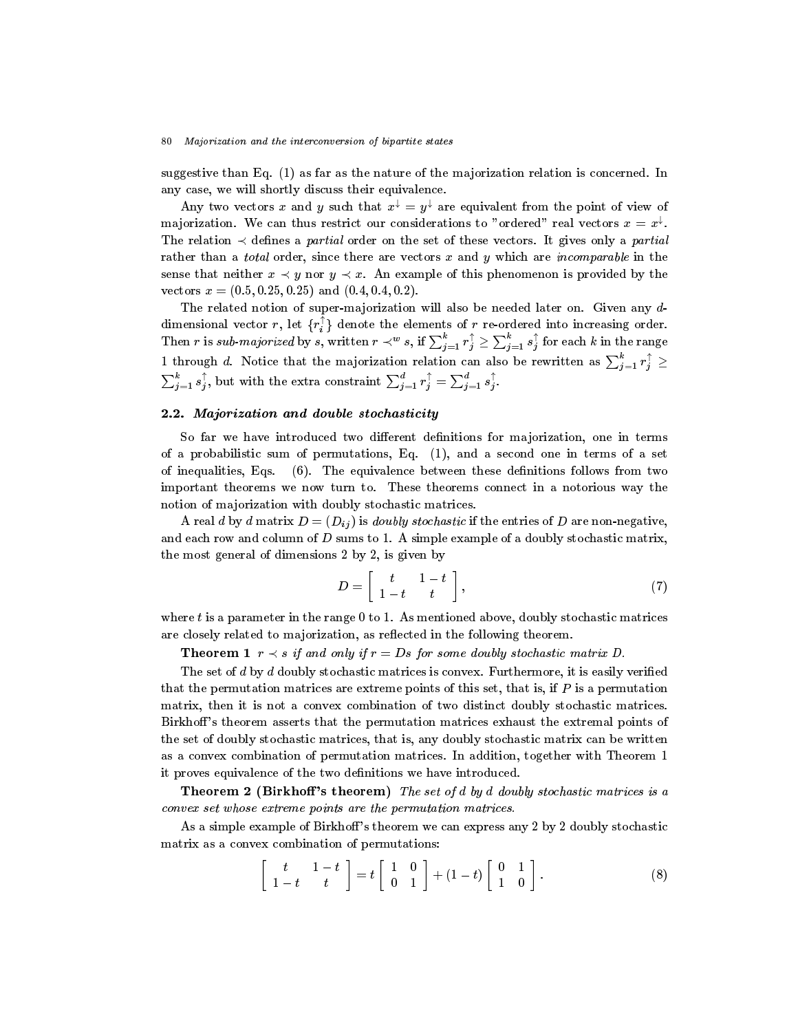suggestive than Eq. (1) as far as the nature of the majorization relation is concerned. In any case, we will shortly discuss their equivalence.

Any two vectors $x$ and $y$ such that $x^{\downarrow} = y^{\downarrow}$ are equivalent from the point of view of majorization. We can thus restrict our considerations to "ordered" real vectors $x = x^{\downarrow}$. The relation $\prec$ defines a *partial* order on the set of these vectors. It gives only a *partial* rather than a *total* order, since there are vectors $x$ and $y$ which are *incomparable* in the sense that neither $x \prec y$ nor $y \prec x$. An example of this phenomenon is provided by the vectors $x = (0.5, 0.25, 0.25)$ and $(0.4, 0.4, 0.2)$.

The related notion of super-majorization will also be needed later on. Given any $d$-dimensional vector $r$, let $\{r_i^{\uparrow}\}$ denote the elements of $r$ re-ordered into increasing order. Then $r$ is *sub-majorized* by $s$, written $r \prec^w s$, if $\sum_{j=1}^k r_j^{\uparrow} \geq \sum_{j=1}^k s_j^{\uparrow}$ for each $k$ in the range 1 through $d$. Notice that the majorization relation can also be rewritten as $\sum_{j=1}^k r_j^{\uparrow} \geq \sum_{j=1}^k s_j^{\uparrow}$, but with the extra constraint $\sum_{j=1}^d r_j^{\uparrow} = \sum_{j=1}^d s_j^{\uparrow}$.

### 2.2. *Majorization and double stochasticity*

So far we have introduced two different definitions for majorization, one in terms of a probabilistic sum of permutations, Eq. (1), and a second one in terms of a set of inequalities, Eqs. (6). The equivalence between these definitions follows from two important theorems we now turn to. These theorems connect in a notorious way the notion of majorization with doubly stochastic matrices.

A real $d$ by $d$ matrix $D = (D_{ij})$ is *doubly stochastic* if the entries of $D$ are non-negative, and each row and column of $D$ sums to 1. A simple example of a doubly stochastic matrix, the most general of dimensions 2 by 2, is given by

$$D = \begin{bmatrix} t & 1-t \\ 1-t & t \end{bmatrix}, \tag{7}$$

where $t$ is a parameter in the range 0 to 1. As mentioned above, doubly stochastic matrices are closely related to majorization, as reflected in the following theorem.

**Theorem 1** *$r \prec s$ if and only if $r = Ds$ for some doubly stochastic matrix $D$.*

The set of $d$ by $d$ doubly stochastic matrices is convex. Furthermore, it is easily verified that the permutation matrices are extreme points of this set, that is, if $P$ is a permutation matrix, then it is not a convex combination of two distinct doubly stochastic matrices. Birkhoff's theorem asserts that the permutation matrices exhaust the extremal points of the set of doubly stochastic matrices, that is, any doubly stochastic matrix can be written as a convex combination of permutation matrices. In addition, together with Theorem 1 it proves equivalence of the two definitions we have introduced.

**Theorem 2 (Birkhoff's theorem)** *The set of $d$ by $d$ doubly stochastic matrices is a convex set whose extreme points are the permutation matrices.*

As a simple example of Birkhoff's theorem we can express any 2 by 2 doubly stochastic matrix as a convex combination of permutations:

$$\begin{bmatrix} t & 1-t \\ 1-t & t \end{bmatrix} = t \begin{bmatrix} 1 & 0 \\ 0 & 1 \end{bmatrix} + (1-t) \begin{bmatrix} 0 & 1 \\ 1 & 0 \end{bmatrix}. \tag{8}$$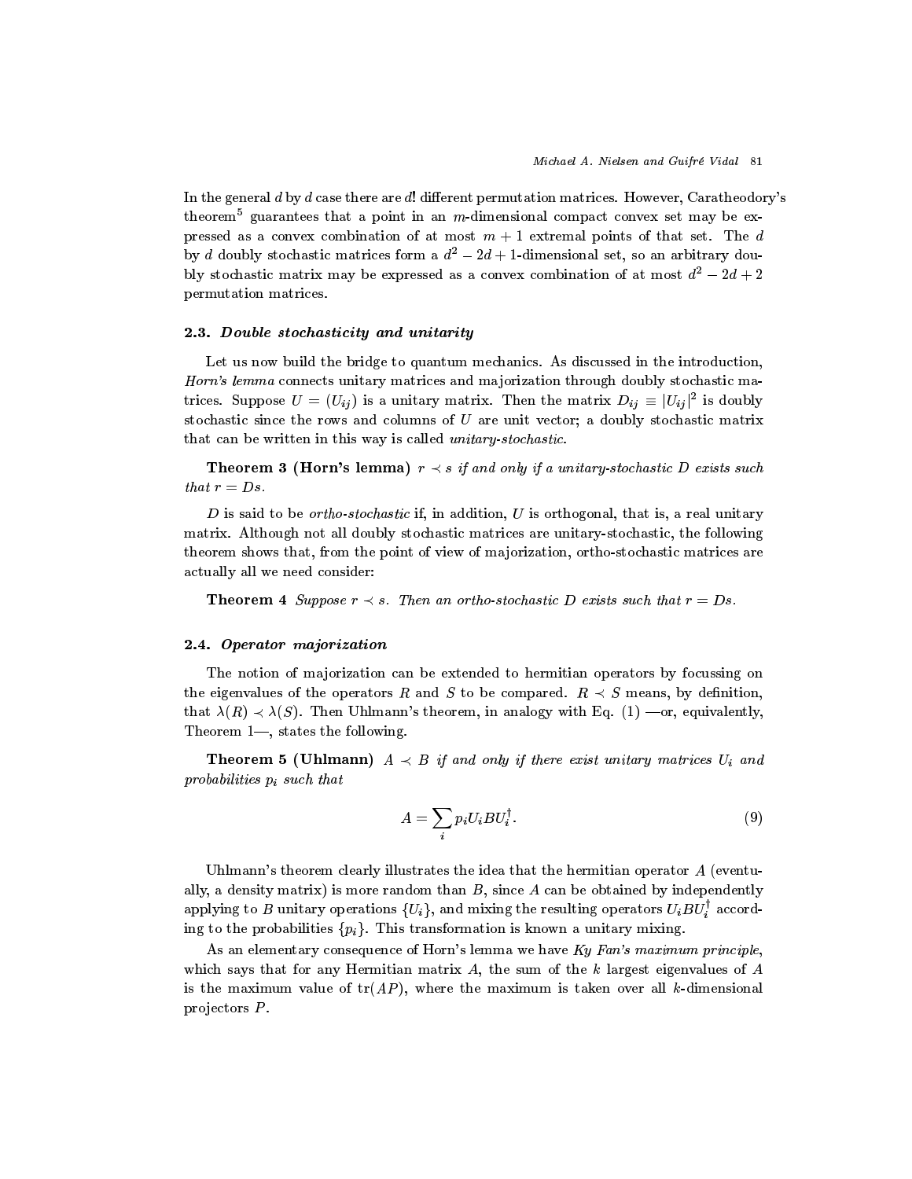In the general $d$ by $d$ case there are $d!$ different permutation matrices. However, Caratheodory's theorem[5] guarantees that a point in an $m$-dimensional compact convex set may be expressed as a convex combination of at most $m+1$ extremal points of that set. The $d$ by $d$ doubly stochastic matrices form a $d^2 - 2d + 1$-dimensional set, so an arbitrary doubly stochastic matrix may be expressed as a convex combination of at most $d^2 - 2d + 2$ permutation matrices.

### 2.3. *Double stochasticity and unitarity*

Let us now build the bridge to quantum mechanics. As discussed in the introduction, *Horn's lemma* connects unitary matrices and majorization through doubly stochastic matrices. Suppose $U = (U_{ij})$ is a unitary matrix. Then the matrix $D_{ij} \equiv |U_{ij}|^2$ is doubly stochastic since the rows and columns of $U$ are unit vector; a doubly stochastic matrix that can be written in this way is called *unitary-stochastic*.

**Theorem 3 (Horn's lemma)** *$r \prec s$ if and only if a unitary-stochastic $D$ exists such that $r = Ds$.*

$D$ is said to be *ortho-stochastic* if, in addition, $U$ is orthogonal, that is, a real unitary matrix. Although not all doubly stochastic matrices are unitary-stochastic, the following theorem shows that, from the point of view of majorization, ortho-stochastic matrices are actually all we need consider:

**Theorem 4** *Suppose $r \prec s$. Then an ortho-stochastic $D$ exists such that $r = Ds$.*

### 2.4. *Operator majorization*

The notion of majorization can be extended to hermitian operators by focussing on the eigenvalues of the operators $R$ and $S$ to be compared. $R \prec S$ means, by definition, that $\lambda(R) \prec \lambda(S)$. Then Uhlmann's theorem, in analogy with Eq. (1) —or, equivalently, Theorem 1—, states the following.

**Theorem 5 (Uhlmann)** *$A \prec B$ if and only if there exist unitary matrices $U_i$ and probabilities $p_i$ such that*

$$A = \sum_i p_i U_i B U_i^\dagger. \tag{9}$$

Uhlmann's theorem clearly illustrates the idea that the hermitian operator $A$ (eventually, a density matrix) is more random than $B$, since $A$ can be obtained by independently applying to $B$ unitary operations $\{U_i\}$, and mixing the resulting operators $U_i B U_i^\dagger$ according to the probabilities $\{p_i\}$. This transformation is known a unitary mixing.

As an elementary consequence of Horn's lemma we have *Ky Fan's maximum principle*, which says that for any Hermitian matrix $A$, the sum of the $k$ largest eigenvalues of $A$ is the maximum value of $\mathrm{tr}(AP)$, where the maximum is taken over all $k$-dimensional projectors $P$.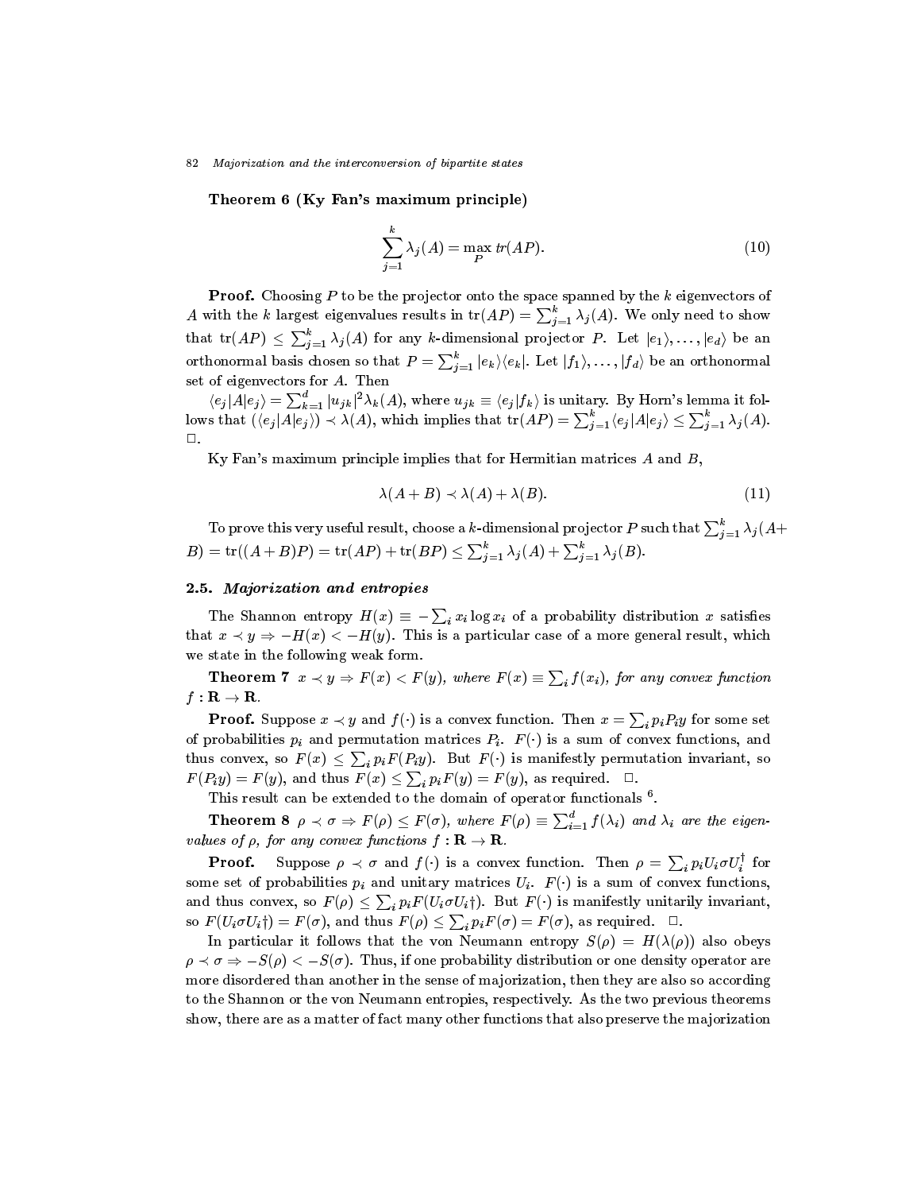**Theorem 6 (Ky Fan's maximum principle)**

$$\sum_{j=1}^{k} \lambda_j(A) = \max_P \, tr(AP). \tag{10}$$

**Proof.** Choosing $P$ to be the projector onto the space spanned by the $k$ eigenvectors of $A$ with the $k$ largest eigenvalues results in $\text{tr}(AP) = \sum_{j=1}^{k} \lambda_j(A)$. We only need to show that $\text{tr}(AP) \leq \sum_{j=1}^{k} \lambda_j(A)$ for any $k$-dimensional projector $P$. Let $|e_1\rangle, \ldots, |e_d\rangle$ be an orthonormal basis chosen so that $P = \sum_{j=1}^{k} |e_k\rangle\langle e_k|$. Let $|f_1\rangle, \ldots, |f_d\rangle$ be an orthonormal set of eigenvectors for $A$. Then

$\langle e_j|A|e_j\rangle = \sum_{k=1}^{d} |u_{jk}|^2 \lambda_k(A)$, where $u_{jk} \equiv \langle e_j|f_k\rangle$ is unitary. By Horn's lemma it follows that $(\langle e_j|A|e_j\rangle) \prec \lambda(A)$, which implies that $\text{tr}(AP) = \sum_{j=1}^{k} \langle e_j|A|e_j\rangle \leq \sum_{j=1}^{k} \lambda_j(A)$. $\square$.

Ky Fan's maximum principle implies that for Hermitian matrices $A$ and $B$,

$$\lambda(A+B) \prec \lambda(A) + \lambda(B). \tag{11}$$

To prove this very useful result, choose a $k$-dimensional projector $P$ such that $\sum_{j=1}^{k} \lambda_j(A+B) = \text{tr}((A+B)P) = \text{tr}(AP) + \text{tr}(BP) \leq \sum_{j=1}^{k} \lambda_j(A) + \sum_{j=1}^{k} \lambda_j(B)$.

### 2.5. *Majorization and entropies*

The Shannon entropy $H(x) \equiv -\sum_i x_i \log x_i$ of a probability distribution $x$ satisfies that $x \prec y \Rightarrow -H(x) < -H(y)$. This is a particular case of a more general result, which we state in the following weak form.

**Theorem 7** *$x \prec y \Rightarrow F(x) < F(y)$, where $F(x) \equiv \sum_i f(x_i)$, for any convex function $f : \mathbf{R} \to \mathbf{R}$.*

**Proof.** Suppose $x \prec y$ and $f(\cdot)$ is a convex function. Then $x = \sum_i p_i P_i y$ for some set of probabilities $p_i$ and permutation matrices $P_i$. $F(\cdot)$ is a sum of convex functions, and thus convex, so $F(x) \leq \sum_i p_i F(P_i y)$. But $F(\cdot)$ is manifestly permutation invariant, so $F(P_i y) = F(y)$, and thus $F(x) \leq \sum_i p_i F(y) = F(y)$, as required. $\square$.

This result can be extended to the domain of operator functionals [6].

**Theorem 8** *$\rho \prec \sigma \Rightarrow F(\rho) \leq F(\sigma)$, where $F(\rho) \equiv \sum_{i=1}^{d} f(\lambda_i)$ and $\lambda_i$ are the eigenvalues of $\rho$, for any convex functions $f : \mathbf{R} \to \mathbf{R}$.*

**Proof.** Suppose $\rho \prec \sigma$ and $f(\cdot)$ is a convex function. Then $\rho = \sum_i p_i U_i \sigma U_i^\dagger$ for some set of probabilities $p_i$ and unitary matrices $U_i$. $F(\cdot)$ is a sum of convex functions, and thus convex, so $F(\rho) \leq \sum_i p_i F(U_i \sigma U_i \dagger)$. But $F(\cdot)$ is manifestly unitarily invariant, so $F(U_i \sigma U_i \dagger) = F(\sigma)$, and thus $F(\rho) \leq \sum_i p_i F(\sigma) = F(\sigma)$, as required. $\square$.

In particular it follows that the von Neumann entropy $S(\rho) = H(\lambda(\rho))$ also obeys $\rho \prec \sigma \Rightarrow -S(\rho) < -S(\sigma)$. Thus, if one probability distribution or one density operator are more disordered than another in the sense of majorization, then they are also so according to the Shannon or the von Neumann entropies, respectively. As the two previous theorems show, there are as a matter of fact many other functions that also preserve the majorization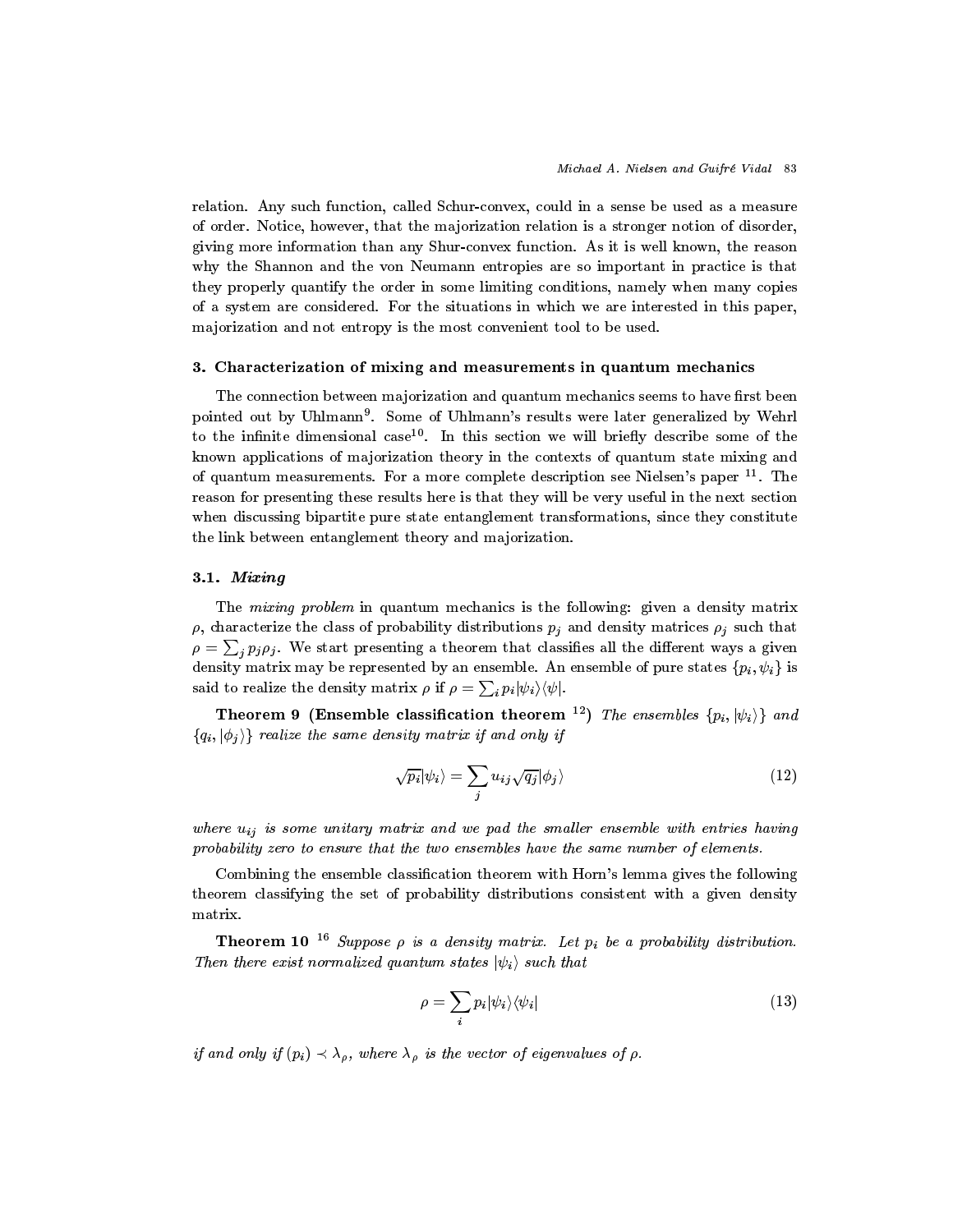relation. Any such function, called Schur-convex, could in a sense be used as a measure of order. Notice, however, that the majorization relation is a stronger notion of disorder, giving more information than any Shur-convex function. As it is well known, the reason why the Shannon and the von Neumann entropies are so important in practice is that they properly quantify the order in some limiting conditions, namely when many copies of a system are considered. For the situations in which we are interested in this paper, majorization and not entropy is the most convenient tool to be used.

## 3. Characterization of mixing and measurements in quantum mechanics

The connection between majorization and quantum mechanics seems to have first been pointed out by Uhlmann[9]. Some of Uhlmann's results were later generalized by Wehrl to the infinite dimensional case[10]. In this section we will briefly describe some of the known applications of majorization theory in the contexts of quantum state mixing and of quantum measurements. For a more complete description see Nielsen's paper [11]. The reason for presenting these results here is that they will be very useful in the next section when discussing bipartite pure state entanglement transformations, since they constitute the link between entanglement theory and majorization.

### 3.1. *Mixing*

The *mixing problem* in quantum mechanics is the following: given a density matrix $\rho$, characterize the class of probability distributions $p_j$ and density matrices $\rho_j$ such that $\rho = \sum_j p_j \rho_j$. We start presenting a theorem that classifies all the different ways a given density matrix may be represented by an ensemble. An ensemble of pure states $\{p_i, \psi_i\}$ is said to realize the density matrix $\rho$ if $\rho = \sum_i p_i |\psi_i\rangle\langle\psi|$.

**Theorem 9 (Ensemble classification theorem [12])** *The ensembles $\{p_i, |\psi_i\rangle\}$ and $\{q_i, |\phi_j\rangle\}$ realize the same density matrix if and only if*

$$\sqrt{p_i}|\psi_i\rangle = \sum_j u_{ij}\sqrt{q_j}|\phi_j\rangle \tag{12}$$

*where $u_{ij}$ is some unitary matrix and we pad the smaller ensemble with entries having probability zero to ensure that the two ensembles have the same number of elements.*

Combining the ensemble classification theorem with Horn's lemma gives the following theorem classifying the set of probability distributions consistent with a given density matrix.

**Theorem 10 [16]** *Suppose $\rho$ is a density matrix. Let $p_i$ be a probability distribution. Then there exist normalized quantum states $|\psi_i\rangle$ such that*

$$\rho = \sum_i p_i |\psi_i\rangle\langle\psi_i| \tag{13}$$

*if and only if $(p_i) \prec \lambda_\rho$, where $\lambda_\rho$ is the vector of eigenvalues of $\rho$.*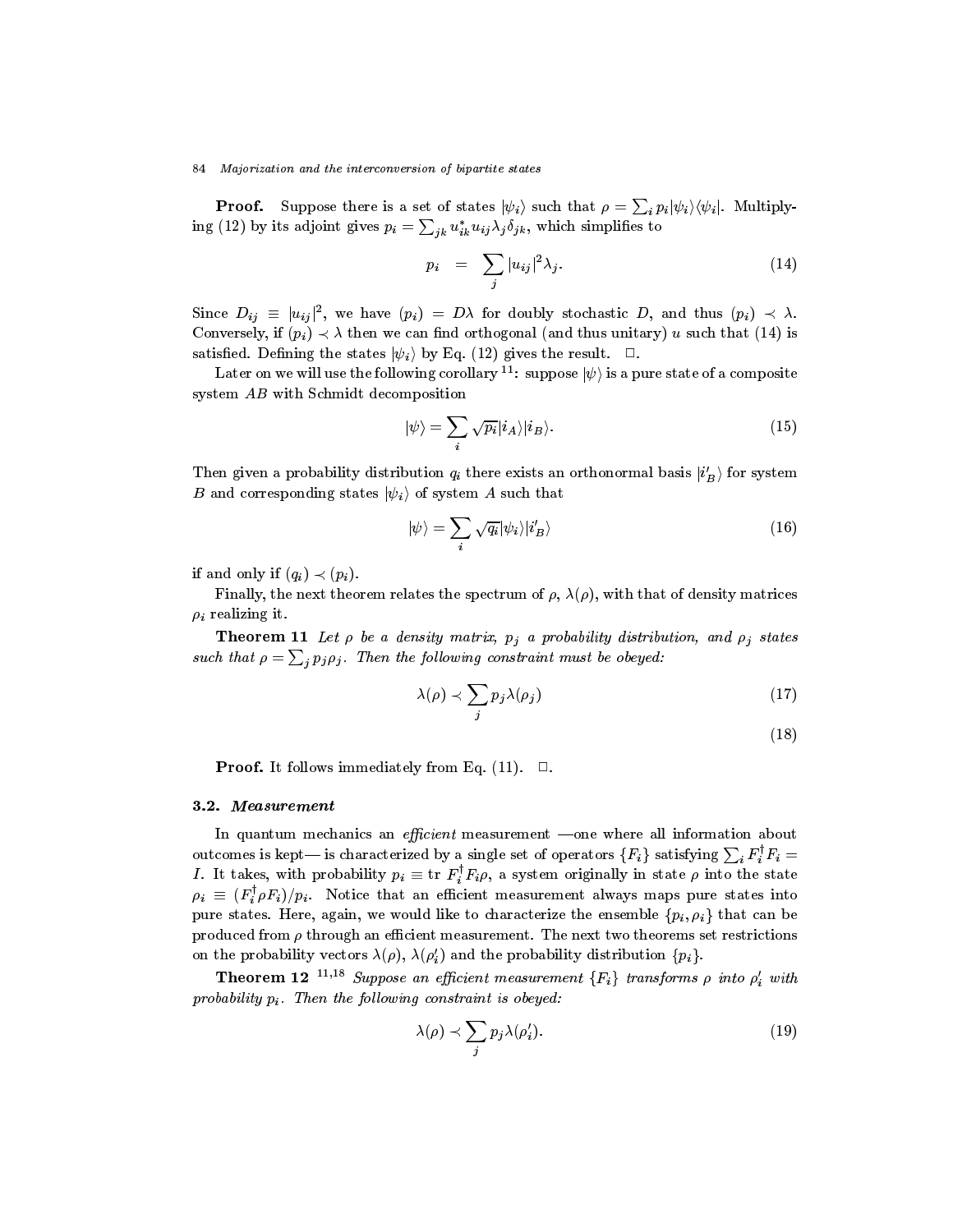**Proof.** Suppose there is a set of states $|\psi_i\rangle$ such that $\rho = \sum_i p_i |\psi_i\rangle\langle\psi_i|$. Multiplying (12) by its adjoint gives $p_i = \sum_{jk} u_{ik}^* u_{ij} \lambda_j \delta_{jk}$, which simplifies to

$$p_i \;=\; \sum_j |u_{ij}|^2 \lambda_j. \tag{14}$$

Since $D_{ij} \equiv |u_{ij}|^2$, we have $(p_i) = D\lambda$ for doubly stochastic $D$, and thus $(p_i) \prec \lambda$. Conversely, if $(p_i) \prec \lambda$ then we can find orthogonal (and thus unitary) $u$ such that (14) is satisfied. Defining the states $|\psi_i\rangle$ by Eq. (12) gives the result. $\Box$.

Later on we will use the following corollary [11]: suppose $|\psi\rangle$ is a pure state of a composite system $AB$ with Schmidt decomposition

$$|\psi\rangle = \sum_i \sqrt{p_i} |i_A\rangle |i_B\rangle. \tag{15}$$

Then given a probability distribution $q_i$ there exists an orthonormal basis $|i'_B\rangle$ for system $B$ and corresponding states $|\psi_i\rangle$ of system $A$ such that

$$|\psi\rangle = \sum_i \sqrt{q_i} |\psi_i\rangle |i'_B\rangle \tag{16}$$

if and only if $(q_i) \prec (p_i)$.

Finally, the next theorem relates the spectrum of $\rho$, $\lambda(\rho)$, with that of density matrices $\rho_i$ realizing it.

**Theorem 11** *Let $\rho$ be a density matrix, $p_j$ a probability distribution, and $\rho_j$ states such that $\rho = \sum_j p_j \rho_j$. Then the following constraint must be obeyed:*

$$\lambda(\rho) \prec \sum_j p_j \lambda(\rho_j) \tag{17}$$

$$\tag{18}$$

**Proof.** It follows immediately from Eq. (11). $\Box$.

### 3.2. *Measurement*

In quantum mechanics an *efficient* measurement —one where all information about outcomes is kept— is characterized by a single set of operators $\{F_i\}$ satisfying $\sum_i F_i^\dagger F_i = I$. It takes, with probability $p_i \equiv \text{tr } F_i^\dagger F_i \rho$, a system originally in state $\rho$ into the state $\rho_i \equiv (F_i^\dagger \rho F_i)/p_i$. Notice that an efficient measurement always maps pure states into pure states. Here, again, we would like to characterize the ensemble $\{p_i, \rho_i\}$ that can be produced from $\rho$ through an efficient measurement. The next two theorems set restrictions on the probability vectors $\lambda(\rho)$, $\lambda(\rho'_i)$ and the probability distribution $\{p_i\}$.

**Theorem 12** [11,18] *Suppose an efficient measurement $\{F_i\}$ transforms $\rho$ into $\rho'_i$ with probability $p_i$. Then the following constraint is obeyed:*

$$\lambda(\rho) \prec \sum_j p_j \lambda(\rho'_i). \tag{19}$$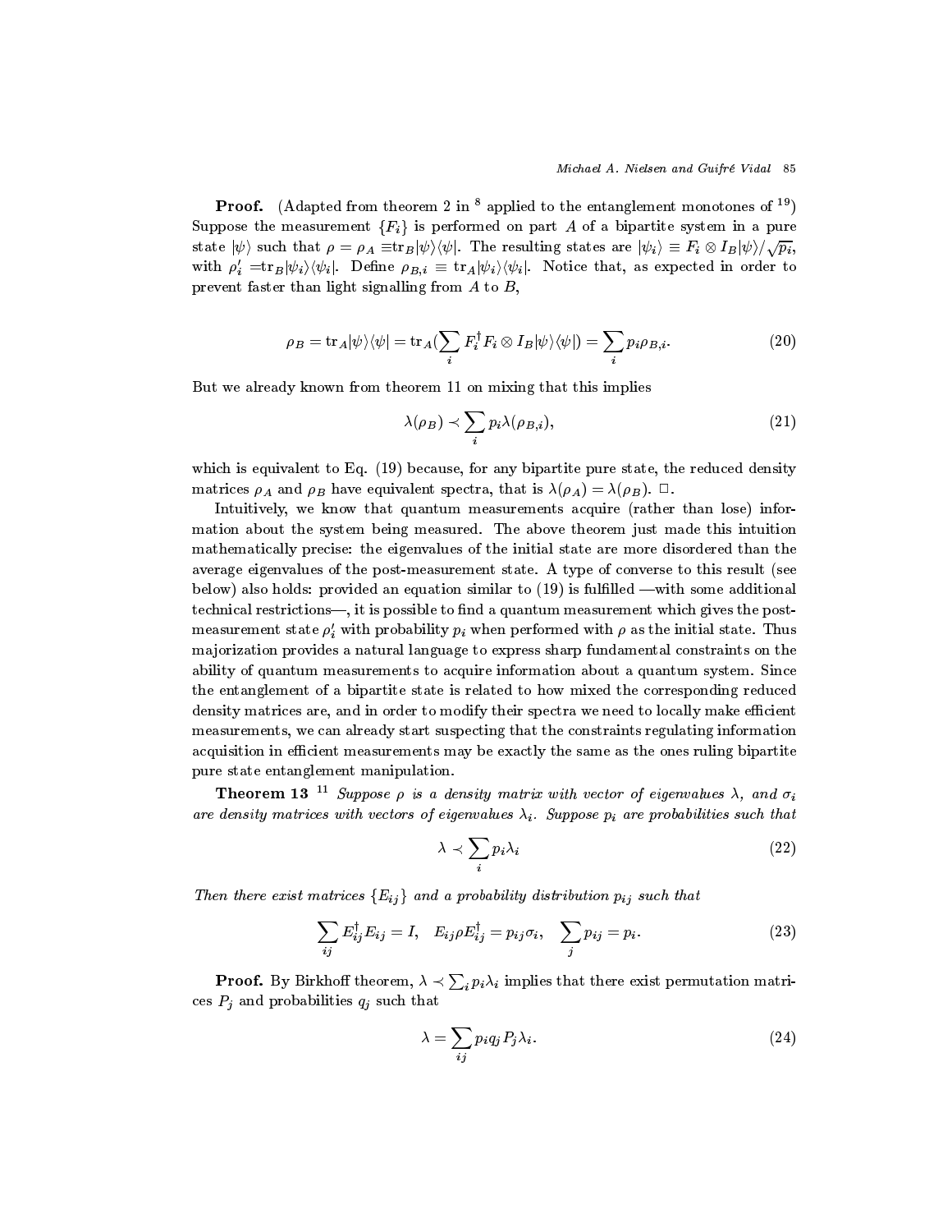**Proof.** (Adapted from theorem 2 in [8] applied to the entanglement monotones of [19]) Suppose the measurement $\{F_i\}$ is performed on part $A$ of a bipartite system in a pure state $|\psi\rangle$ such that $\rho = \rho_A \equiv \mathrm{tr}_B|\psi\rangle\langle\psi|$. The resulting states are $|\psi_i\rangle \equiv F_i \otimes I_B|\psi\rangle/\sqrt{p_i}$, with $\rho'_i = \mathrm{tr}_B|\psi_i\rangle\langle\psi_i|$. Define $\rho_{B,i} \equiv \mathrm{tr}_A|\psi_i\rangle\langle\psi_i|$. Notice that, as expected in order to prevent faster than light signalling from $A$ to $B$,

$$\rho_B = \mathrm{tr}_A|\psi\rangle\langle\psi| = \mathrm{tr}_A(\sum_i F_i^\dagger F_i \otimes I_B|\psi\rangle\langle\psi|) = \sum_i p_i \rho_{B,i}. \tag{20}$$

But we already known from theorem 11 on mixing that this implies

$$\lambda(\rho_B) \prec \sum_i p_i \lambda(\rho_{B,i}), \tag{21}$$

which is equivalent to Eq. (19) because, for any bipartite pure state, the reduced density matrices $\rho_A$ and $\rho_B$ have equivalent spectra, that is $\lambda(\rho_A) = \lambda(\rho_B)$. $\square$.

Intuitively, we know that quantum measurements acquire (rather than lose) information about the system being measured. The above theorem just made this intuition mathematically precise: the eigenvalues of the initial state are more disordered than the average eigenvalues of the post-measurement state. A type of converse to this result (see below) also holds: provided an equation similar to (19) is fulfilled —with some additional technical restrictions—, it is possible to find a quantum measurement which gives the post-measurement state $\rho'_i$ with probability $p_i$ when performed with $\rho$ as the initial state. Thus majorization provides a natural language to express sharp fundamental constraints on the ability of quantum measurements to acquire information about a quantum system. Since the entanglement of a bipartite state is related to how mixed the corresponding reduced density matrices are, and in order to modify their spectra we need to locally make efficient measurements, we can already start suspecting that the constraints regulating information acquisition in efficient measurements may be exactly the same as the ones ruling bipartite pure state entanglement manipulation.

**Theorem 13** [11] *Suppose $\rho$ is a density matrix with vector of eigenvalues $\lambda$, and $\sigma_i$ are density matrices with vectors of eigenvalues $\lambda_i$. Suppose $p_i$ are probabilities such that*

$$\lambda \prec \sum_i p_i \lambda_i \tag{22}$$

*Then there exist matrices $\{E_{ij}\}$ and a probability distribution $p_{ij}$ such that*

$$\sum_{ij} E_{ij}^\dagger E_{ij} = I, \quad E_{ij}\rho E_{ij}^\dagger = p_{ij}\sigma_i, \quad \sum_j p_{ij} = p_i. \tag{23}$$

**Proof.** By Birkhoff theorem, $\lambda \prec \sum_i p_i \lambda_i$ implies that there exist permutation matrices $P_j$ and probabilities $q_j$ such that

$$\lambda = \sum_{ij} p_i q_j P_j \lambda_i. \tag{24}$$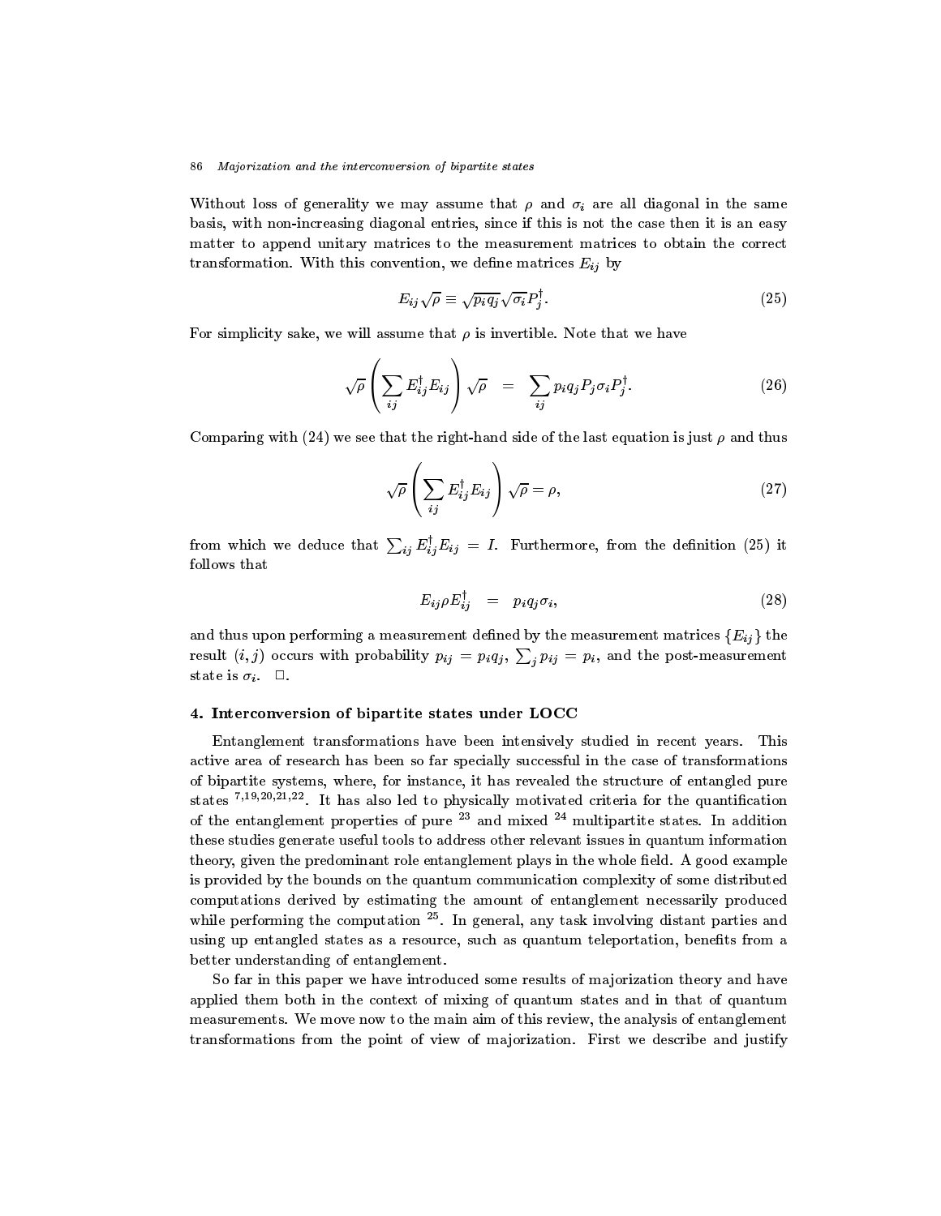Without loss of generality we may assume that $\rho$ and $\sigma_i$ are all diagonal in the same basis, with non-increasing diagonal entries, since if this is not the case then it is an easy matter to append unitary matrices to the measurement matrices to obtain the correct transformation. With this convention, we define matrices $E_{ij}$ by

$$E_{ij}\sqrt{\rho} \equiv \sqrt{p_i q_j}\sqrt{\sigma_i}P_j^\dagger. \tag{25}$$

For simplicity sake, we will assume that $\rho$ is invertible. Note that we have

$$\sqrt{\rho}\left(\sum_{ij} E_{ij}^\dagger E_{ij}\right)\sqrt{\rho} \quad = \quad \sum_{ij} p_i q_j P_j \sigma_i P_j^\dagger. \tag{26}$$

Comparing with (24) we see that the right-hand side of the last equation is just $\rho$ and thus

$$\sqrt{\rho}\left(\sum_{ij} E_{ij}^\dagger E_{ij}\right)\sqrt{\rho} = \rho, \tag{27}$$

from which we deduce that $\sum_{ij} E_{ij}^\dagger E_{ij} = I$. Furthermore, from the definition (25) it follows that

$$E_{ij}\rho E_{ij}^\dagger \quad = \quad p_i q_j \sigma_i, \tag{28}$$

and thus upon performing a measurement defined by the measurement matrices $\{E_{ij}\}$ the result $(i, j)$ occurs with probability $p_{ij} = p_i q_j$, $\sum_j p_{ij} = p_i$, and the post-measurement state is $\sigma_i$. $\Box$.

## 4. Interconversion of bipartite states under LOCC

Entanglement transformations have been intensively studied in recent years. This active area of research has been so far specially successful in the case of transformations of bipartite systems, where, for instance, it has revealed the structure of entangled pure states [7,19,20,21,22]. It has also led to physically motivated criteria for the quantification of the entanglement properties of pure [23] and mixed [24] multipartite states. In addition these studies generate useful tools to address other relevant issues in quantum information theory, given the predominant role entanglement plays in the whole field. A good example is provided by the bounds on the quantum communication complexity of some distributed computations derived by estimating the amount of entanglement necessarily produced while performing the computation [25]. In general, any task involving distant parties and using up entangled states as a resource, such as quantum teleportation, benefits from a better understanding of entanglement.

So far in this paper we have introduced some results of majorization theory and have applied them both in the context of mixing of quantum states and in that of quantum measurements. We move now to the main aim of this review, the analysis of entanglement transformations from the point of view of majorization. First we describe and justify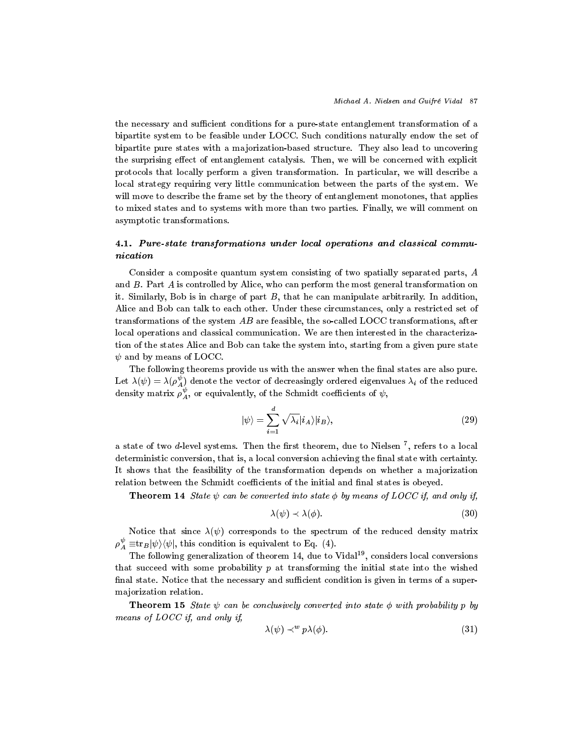the necessary and sufficient conditions for a pure-state entanglement transformation of a bipartite system to be feasible under LOCC. Such conditions naturally endow the set of bipartite pure states with a majorization-based structure. They also lead to uncovering the surprising effect of entanglement catalysis. Then, we will be concerned with explicit protocols that locally perform a given transformation. In particular, we will describe a local strategy requiring very little communication between the parts of the system. We will move to describe the frame set by the theory of entanglement monotones, that applies to mixed states and to systems with more than two parties. Finally, we will comment on asymptotic transformations.

### 4.1. *Pure-state transformations under local operations and classical communication*

Consider a composite quantum system consisting of two spatially separated parts, $A$ and $B$. Part $A$ is controlled by Alice, who can perform the most general transformation on it. Similarly, Bob is in charge of part $B$, that he can manipulate arbitrarily. In addition, Alice and Bob can talk to each other. Under these circumstances, only a restricted set of transformations of the system $AB$ are feasible, the so-called LOCC transformations, after local operations and classical communication. We are then interested in the characterization of the states Alice and Bob can take the system into, starting from a given pure state $\psi$ and by means of LOCC.

The following theorems provide us with the answer when the final states are also pure. Let $\lambda(\psi) = \lambda(\rho_A^\psi)$ denote the vector of decreasingly ordered eigenvalues $\lambda_i$ of the reduced density matrix $\rho_A^\psi$, or equivalently, of the Schmidt coefficients of $\psi$,

$$|\psi\rangle = \sum_{i=1}^{d} \sqrt{\lambda_i}|i_A\rangle|i_B\rangle, \tag{29}$$

a state of two $d$-level systems. Then the first theorem, due to Nielsen [7], refers to a local deterministic conversion, that is, a local conversion achieving the final state with certainty. It shows that the feasibility of the transformation depends on whether a majorization relation between the Schmidt coefficients of the initial and final states is obeyed.

**Theorem 14** *State $\psi$ can be converted into state $\phi$ by means of LOCC if, and only if,*

$$\lambda(\psi) \prec \lambda(\phi). \tag{30}$$

Notice that since $\lambda(\psi)$ corresponds to the spectrum of the reduced density matrix $\rho_A^\psi \equiv \mathrm{tr}_B|\psi\rangle\langle\psi|$, this condition is equivalent to Eq. (4).

The following generalization of theorem 14, due to Vidal[19], considers local conversions that succeed with some probability $p$ at transforming the initial state into the wished final state. Notice that the necessary and sufficient condition is given in terms of a supermajorization relation.

**Theorem 15** *State $\psi$ can be conclusively converted into state $\phi$ with probability $p$ by means of LOCC if, and only if,*

$$\lambda(\psi) \prec^w p\lambda(\phi). \tag{31}$$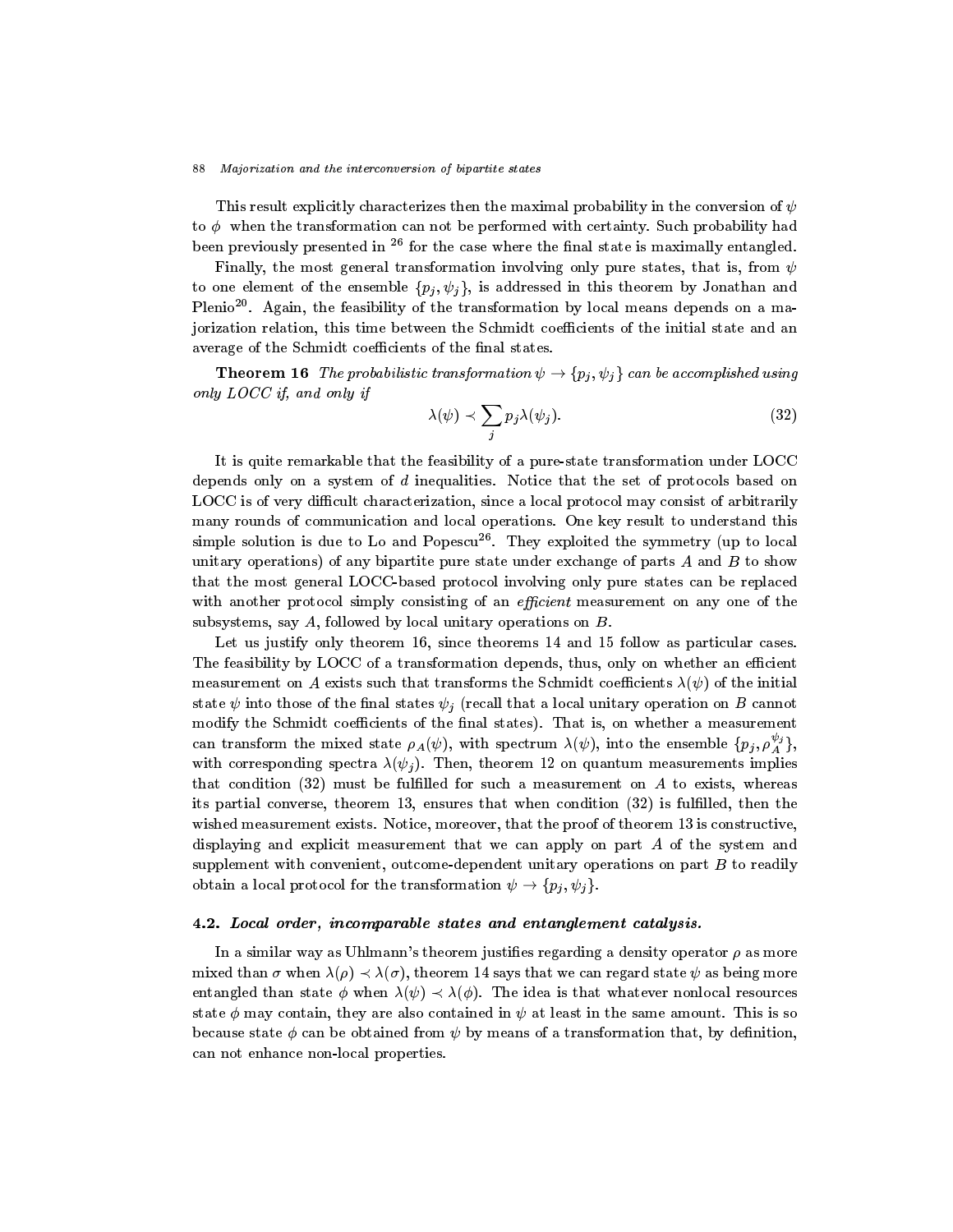This result explicitly characterizes then the maximal probability in the conversion of $\psi$ to $\phi$ when the transformation can not be performed with certainty. Such probability had been previously presented in [26] for the case where the final state is maximally entangled.

Finally, the most general transformation involving only pure states, that is, from $\psi$ to one element of the ensemble $\{p_j, \psi_j\}$, is addressed in this theorem by Jonathan and Plenio[20]. Again, the feasibility of the transformation by local means depends on a majorization relation, this time between the Schmidt coefficients of the initial state and an average of the Schmidt coefficients of the final states.

**Theorem 16** *The probabilistic transformation $\psi \to \{p_j, \psi_j\}$ can be accomplished using only LOCC if, and only if*

$$\lambda(\psi) \prec \sum_j p_j \lambda(\psi_j). \tag{32}$$

It is quite remarkable that the feasibility of a pure-state transformation under LOCC depends only on a system of $d$ inequalities. Notice that the set of protocols based on LOCC is of very difficult characterization, since a local protocol may consist of arbitrarily many rounds of communication and local operations. One key result to understand this simple solution is due to Lo and Popescu[26]. They exploited the symmetry (up to local unitary operations) of any bipartite pure state under exchange of parts $A$ and $B$ to show that the most general LOCC-based protocol involving only pure states can be replaced with another protocol simply consisting of an *efficient* measurement on any one of the subsystems, say $A$, followed by local unitary operations on $B$.

Let us justify only theorem 16, since theorems 14 and 15 follow as particular cases. The feasibility by LOCC of a transformation depends, thus, only on whether an efficient measurement on $A$ exists such that transforms the Schmidt coefficients $\lambda(\psi)$ of the initial state $\psi$ into those of the final states $\psi_j$ (recall that a local unitary operation on $B$ cannot modify the Schmidt coefficients of the final states). That is, on whether a measurement can transform the mixed state $\rho_A(\psi)$, with spectrum $\lambda(\psi)$, into the ensemble $\{p_j, \rho_A^{\psi_j}\}$, with corresponding spectra $\lambda(\psi_j)$. Then, theorem 12 on quantum measurements implies that condition (32) must be fulfilled for such a measurement on $A$ to exists, whereas its partial converse, theorem 13, ensures that when condition (32) is fulfilled, then the wished measurement exists. Notice, moreover, that the proof of theorem 13 is constructive, displaying and explicit measurement that we can apply on part $A$ of the system and supplement with convenient, outcome-dependent unitary operations on part $B$ to readily obtain a local protocol for the transformation $\psi \to \{p_j, \psi_j\}$.

### 4.2. *Local order, incomparable states and entanglement catalysis.*

In a similar way as Uhlmann's theorem justifies regarding a density operator $\rho$ as more mixed than $\sigma$ when $\lambda(\rho) \prec \lambda(\sigma)$, theorem 14 says that we can regard state $\psi$ as being more entangled than state $\phi$ when $\lambda(\psi) \prec \lambda(\phi)$. The idea is that whatever nonlocal resources state $\phi$ may contain, they are also contained in $\psi$ at least in the same amount. This is so because state $\phi$ can be obtained from $\psi$ by means of a transformation that, by definition, can not enhance non-local properties.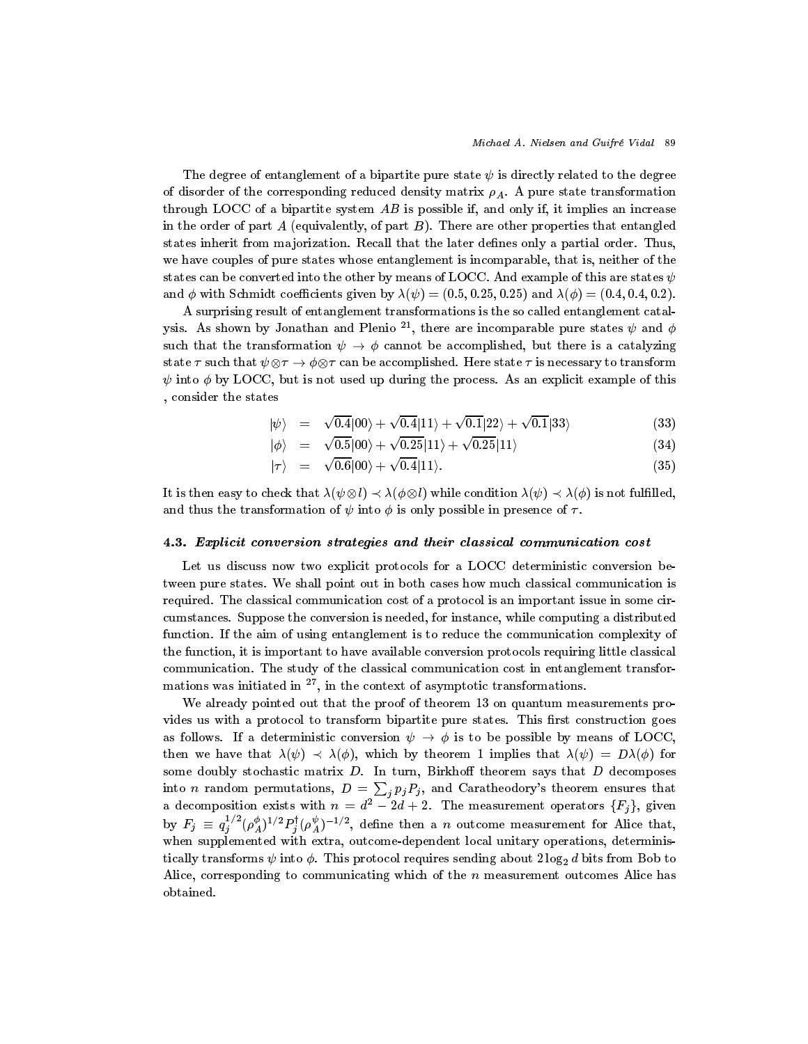The degree of entanglement of a bipartite pure state $\psi$ is directly related to the degree of disorder of the corresponding reduced density matrix $\rho_A$. A pure state transformation through LOCC of a bipartite system $AB$ is possible if, and only if, it implies an increase in the order of part $A$ (equivalently, of part $B$). There are other properties that entangled states inherit from majorization. Recall that the later defines only a partial order. Thus, we have couples of pure states whose entanglement is incomparable, that is, neither of the states can be converted into the other by means of LOCC. And example of this are states $\psi$ and $\phi$ with Schmidt coefficients given by $\lambda(\psi) = (0.5, 0.25, 0.25)$ and $\lambda(\phi) = (0.4, 0.4, 0.2)$.

A surprising result of entanglement transformations is the so called entanglement catalysis. As shown by Jonathan and Plenio [21], there are incomparable pure states $\psi$ and $\phi$ such that the transformation $\psi \to \phi$ cannot be accomplished, but there is a catalyzing state $\tau$ such that $\psi \otimes \tau \to \phi \otimes \tau$ can be accomplished. Here state $\tau$ is necessary to transform $\psi$ into $\phi$ by LOCC, but is not used up during the process. As an explicit example of this , consider the states

$$|\psi\rangle = \sqrt{0.4}|00\rangle + \sqrt{0.4}|11\rangle + \sqrt{0.1}|22\rangle + \sqrt{0.1}|33\rangle \tag{33}$$

$$|\phi\rangle = \sqrt{0.5}|00\rangle + \sqrt{0.25}|11\rangle + \sqrt{0.25}|11\rangle \tag{34}$$

$$|\tau\rangle = \sqrt{0.6}|00\rangle + \sqrt{0.4}|11\rangle. \tag{35}$$

It is then easy to check that $\lambda(\psi \otimes l) \prec \lambda(\phi \otimes l)$ while condition $\lambda(\psi) \prec \lambda(\phi)$ is not fulfilled, and thus the transformation of $\psi$ into $\phi$ is only possible in presence of $\tau$.

### 4.3. *Explicit conversion strategies and their classical communication cost*

Let us discuss now two explicit protocols for a LOCC deterministic conversion between pure states. We shall point out in both cases how much classical communication is required. The classical communication cost of a protocol is an important issue in some circumstances. Suppose the conversion is needed, for instance, while computing a distributed function. If the aim of using entanglement is to reduce the communication complexity of the function, it is important to have available conversion protocols requiring little classical communication. The study of the classical communication cost in entanglement transformations was initiated in [27], in the context of asymptotic transformations.

We already pointed out that the proof of theorem 13 on quantum measurements provides us with a protocol to transform bipartite pure states. This first construction goes as follows. If a deterministic conversion $\psi \to \phi$ is to be possible by means of LOCC, then we have that $\lambda(\psi) \prec \lambda(\phi)$, which by theorem 1 implies that $\lambda(\psi) = D\lambda(\phi)$ for some doubly stochastic matrix $D$. In turn, Birkhoff theorem says that $D$ decomposes into $n$ random permutations, $D = \sum_j p_j P_j$, and Caratheodory's theorem ensures that a decomposition exists with $n = d^2 - 2d + 2$. The measurement operators $\{F_j\}$, given by $F_j \equiv q_j^{1/2} (\rho_A^{\phi})^{1/2} P_j^{\dagger} (\rho_A^{\psi})^{-1/2}$, define then a $n$ outcome measurement for Alice that, when supplemented with extra, outcome-dependent local unitary operations, deterministically transforms $\psi$ into $\phi$. This protocol requires sending about $2 \log_2 d$ bits from Bob to Alice, corresponding to communicating which of the $n$ measurement outcomes Alice has obtained.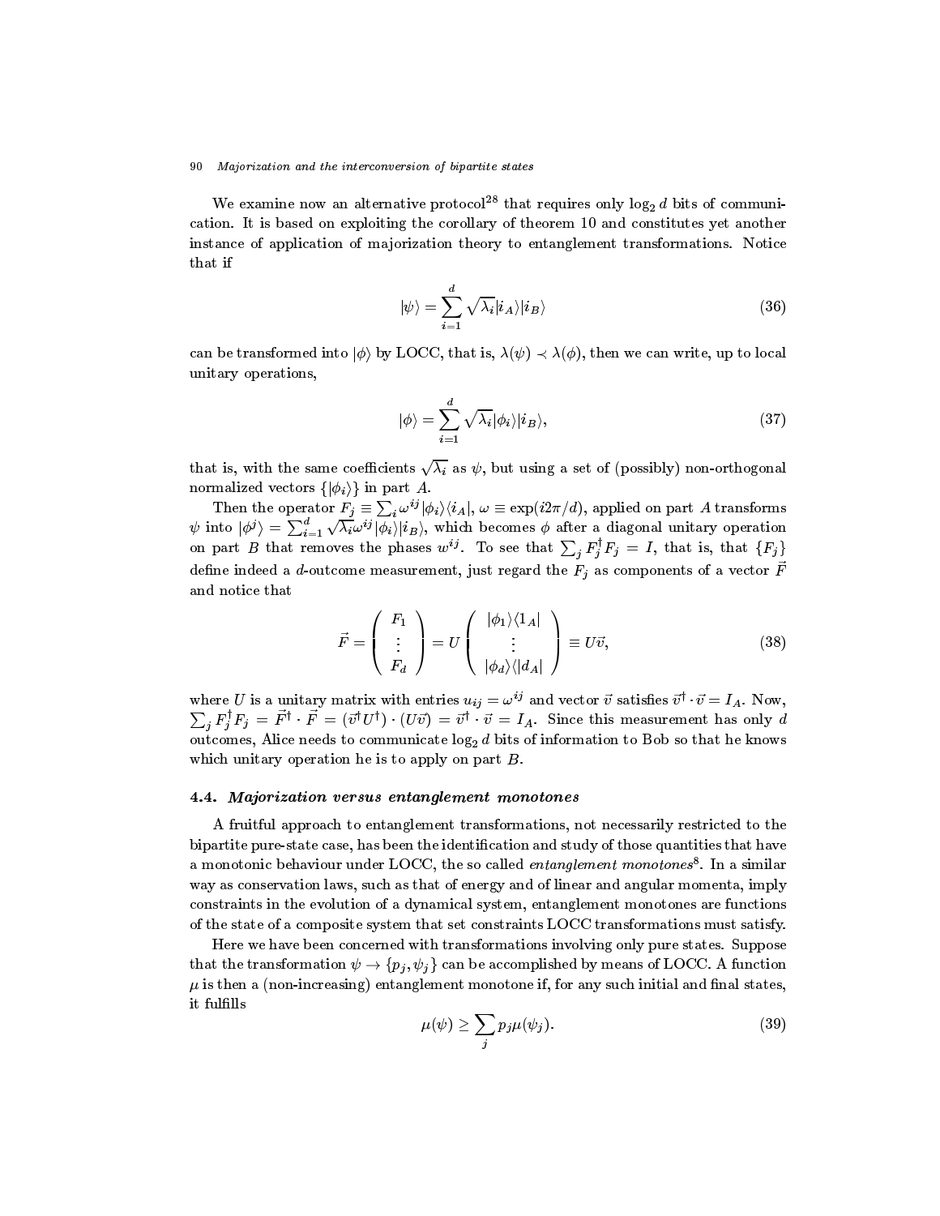We examine now an alternative protocol[28] that requires only $\log_2 d$ bits of communication. It is based on exploiting the corollary of theorem 10 and constitutes yet another instance of application of majorization theory to entanglement transformations. Notice that if

$$|\psi\rangle = \sum_{i=1}^{d} \sqrt{\lambda_i} |i_A\rangle |i_B\rangle \tag{36}$$

can be transformed into $|\phi\rangle$ by LOCC, that is, $\lambda(\psi) \prec \lambda(\phi)$, then we can write, up to local unitary operations,

$$|\phi\rangle = \sum_{i=1}^{d} \sqrt{\lambda_i} |\phi_i\rangle |i_B\rangle, \tag{37}$$

that is, with the same coefficients $\sqrt{\lambda_i}$ as $\psi$, but using a set of (possibly) non-orthogonal normalized vectors $\{|\phi_i\rangle\}$ in part $A$.

Then the operator $F_j \equiv \sum_i \omega^{ij} |\phi_i\rangle\langle i_A|$, $\omega \equiv \exp(i2\pi/d)$, applied on part $A$ transforms $\psi$ into $|\phi^j\rangle = \sum_{i=1}^{d} \sqrt{\lambda_i} \omega^{ij} |\phi_i\rangle |i_B\rangle$, which becomes $\phi$ after a diagonal unitary operation on part $B$ that removes the phases $w^{ij}$. To see that $\sum_j F_j^\dagger F_j = I$, that is, that $\{F_j\}$ define indeed a $d$-outcome measurement, just regard the $F_j$ as components of a vector $\vec{F}$ and notice that

$$\vec{F} = \begin{pmatrix} F_1 \\ \vdots \\ F_d \end{pmatrix} = U \begin{pmatrix} |\phi_1\rangle\langle 1_A| \\ \vdots \\ |\phi_d\rangle\langle |d_A| \end{pmatrix} \equiv U\vec{v}, \tag{38}$$

where $U$ is a unitary matrix with entries $u_{ij} = \omega^{ij}$ and vector $\vec{v}$ satisfies $\vec{v}^\dagger \cdot \vec{v} = I_A$. Now, $\sum_j F_j^\dagger F_j = \vec{F}^\dagger \cdot \vec{F} = (\vec{v}^\dagger U^\dagger) \cdot (U\vec{v}) = \vec{v}^\dagger \cdot \vec{v} = I_A$. Since this measurement has only $d$ outcomes, Alice needs to communicate $\log_2 d$ bits of information to Bob so that he knows which unitary operation he is to apply on part $B$.

### 4.4. *Majorization versus entanglement monotones*

A fruitful approach to entanglement transformations, not necessarily restricted to the bipartite pure-state case, has been the identification and study of those quantities that have a monotonic behaviour under LOCC, the so called *entanglement monotones*[8]. In a similar way as conservation laws, such as that of energy and of linear and angular momenta, imply constraints in the evolution of a dynamical system, entanglement monotones are functions of the state of a composite system that set constraints LOCC transformations must satisfy.

Here we have been concerned with transformations involving only pure states. Suppose that the transformation $\psi \rightarrow \{p_j, \psi_j\}$ can be accomplished by means of LOCC. A function $\mu$ is then a (non-increasing) entanglement monotone if, for any such initial and final states, it fulfills

$$\mu(\psi) \geq \sum_j p_j \mu(\psi_j). \tag{39}$$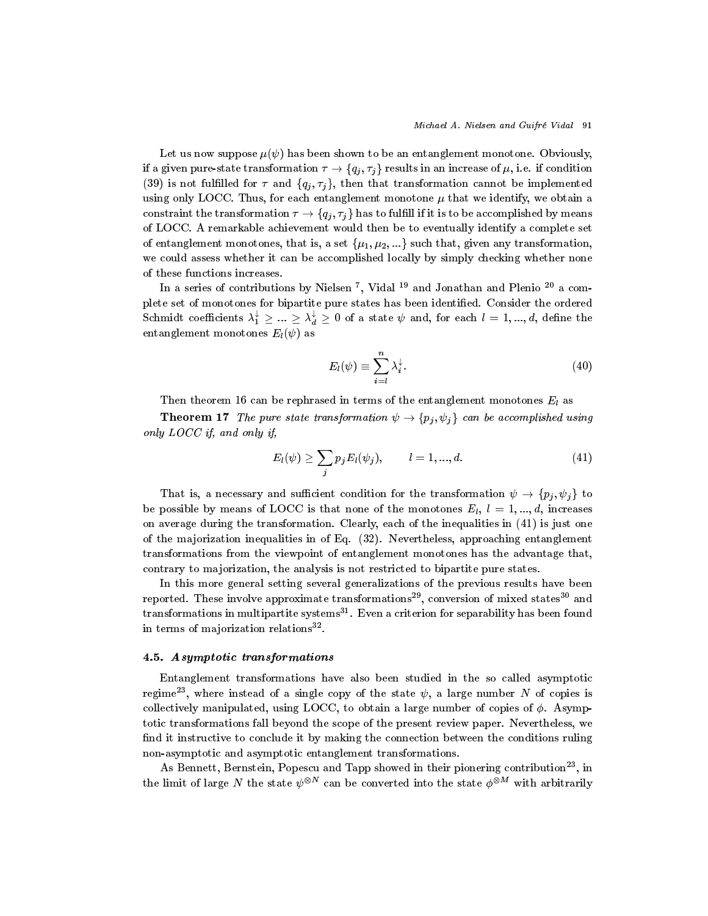Let us now suppose $\mu(\psi)$ has been shown to be an entanglement monotone. Obviously, if a given pure-state transformation $\tau \rightarrow \{q_j, \tau_j\}$ results in an increase of $\mu$, i.e. if condition (39) is not fulfilled for $\tau$ and $\{q_j, \tau_j\}$, then that transformation cannot be implemented using only LOCC. Thus, for each entanglement monotone $\mu$ that we identify, we obtain a constraint the transformation $\tau \rightarrow \{q_j, \tau_j\}$ has to fulfill if it is to be accomplished by means of LOCC. A remarkable achievement would then be to eventually identify a complete set of entanglement monotones, that is, a set $\{\mu_1, \mu_2, ...\}$ such that, given any transformation, we could assess whether it can be accomplished locally by simply checking whether none of these functions increases.

In a series of contributions by Nielsen [7], Vidal [19] and Jonathan and Plenio [20] a complete set of monotones for bipartite pure states has been identified. Consider the ordered Schmidt coefficients $\lambda_1^{\downarrow} \geq ... \geq \lambda_d^{\downarrow} \geq 0$ of a state $\psi$ and, for each $l = 1, ..., d$, define the entanglement monotones $E_l(\psi)$ as

$$E_l(\psi) \equiv \sum_{i=l}^{n} \lambda_i^{\downarrow}. \tag{40}$$

Then theorem 16 can be rephrased in terms of the entanglement monotones $E_l$ as

**Theorem 17** *The pure state transformation $\psi \rightarrow \{p_j, \psi_j\}$ can be accomplished using only LOCC if, and only if,*

$$E_l(\psi) \geq \sum_j p_j E_l(\psi_j), \qquad l = 1, ..., d. \tag{41}$$

That is, a necessary and sufficient condition for the transformation $\psi \rightarrow \{p_j, \psi_j\}$ to be possible by means of LOCC is that none of the monotones $E_l$, $l = 1, ..., d$, increases on average during the transformation. Clearly, each of the inequalities in (41) is just one of the majorization inequalities in of Eq. (32). Nevertheless, approaching entanglement transformations from the viewpoint of entanglement monotones has the advantage that, contrary to majorization, the analysis is not restricted to bipartite pure states.

In this more general setting several generalizations of the previous results have been reported. These involve approximate transformations[29], conversion of mixed states[30] and transformations in multipartite systems[31]. Even a criterion for separability has been found in terms of majorization relations[32].

### 4.5. *Asymptotic transformations*

Entanglement transformations have also been studied in the so called asymptotic regime[23], where instead of a single copy of the state $\psi$, a large number $N$ of copies is collectively manipulated, using LOCC, to obtain a large number of copies of $\phi$. Asymptotic transformations fall beyond the scope of the present review paper. Nevertheless, we find it instructive to conclude it by making the connection between the conditions ruling non-asymptotic and asymptotic entanglement transformations.

As Bennett, Bernstein, Popescu and Tapp showed in their pionering contribution[23], in the limit of large $N$ the state $\psi^{\otimes N}$ can be converted into the state $\phi^{\otimes M}$ with arbitrarily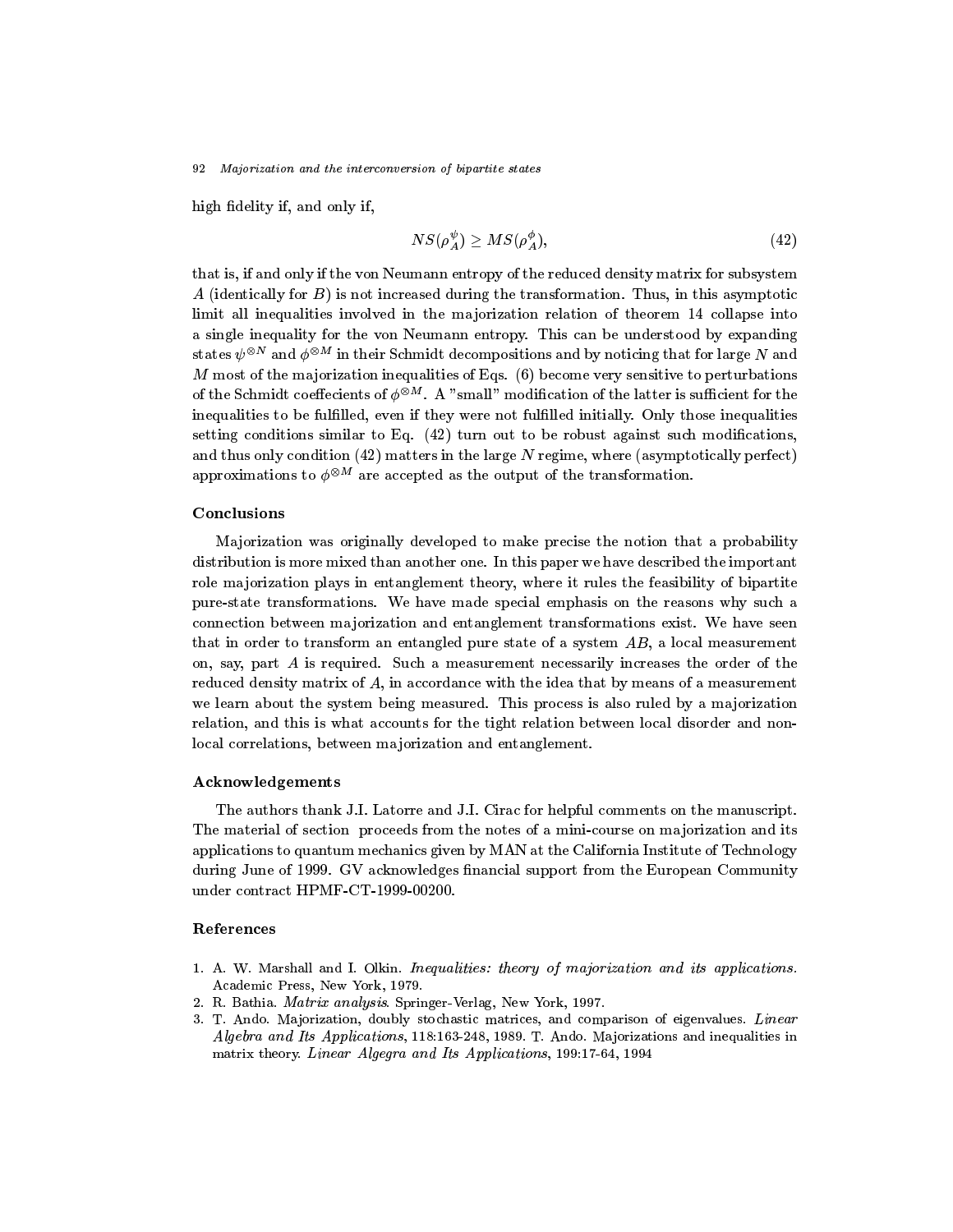high fidelity if, and only if,

$$NS(\rho_A^{\psi}) \geq MS(\rho_A^{\phi}), \tag{42}$$

that is, if and only if the von Neumann entropy of the reduced density matrix for subsystem $A$ (identically for $B$) is not increased during the transformation. Thus, in this asymptotic limit all inequalities involved in the majorization relation of theorem 14 collapse into a single inequality for the von Neumann entropy. This can be understood by expanding states $\psi^{\otimes N}$ and $\phi^{\otimes M}$ in their Schmidt decompositions and by noticing that for large $N$ and $M$ most of the majorization inequalities of Eqs. (6) become very sensitive to perturbations of the Schmidt coeffecients of $\phi^{\otimes M}$. A "small" modification of the latter is sufficient for the inequalities to be fulfilled, even if they were not fulfilled initially. Only those inequalities setting conditions similar to Eq. (42) turn out to be robust against such modifications, and thus only condition (42) matters in the large $N$ regime, where (asymptotically perfect) approximations to $\phi^{\otimes M}$ are accepted as the output of the transformation.

## Conclusions

Majorization was originally developed to make precise the notion that a probability distribution is more mixed than another one. In this paper we have described the important role majorization plays in entanglement theory, where it rules the feasibility of bipartite pure-state transformations. We have made special emphasis on the reasons why such a connection between majorization and entanglement transformations exist. We have seen that in order to transform an entangled pure state of a system $AB$, a local measurement on, say, part $A$ is required. Such a measurement necessarily increases the order of the reduced density matrix of $A$, in accordance with the idea that by means of a measurement we learn about the system being measured. This process is also ruled by a majorization relation, and this is what accounts for the tight relation between local disorder and non-local correlations, between majorization and entanglement.

## Acknowledgements

The authors thank J.I. Latorre and J.I. Cirac for helpful comments on the manuscript. The material of section proceeds from the notes of a mini-course on majorization and its applications to quantum mechanics given by MAN at the California Institute of Technology during June of 1999. GV acknowledges financial support from the European Community under contract HPMF-CT-1999-00200.

## References

1. A. W. Marshall and I. Olkin. *Inequalities: theory of majorization and its applications.* Academic Press, New York, 1979.
2. R. Bathia. *Matrix analysis*. Springer-Verlag, New York, 1997.
3. T. Ando. Majorization, doubly stochastic matrices, and comparison of eigenvalues. *Linear Algebra and Its Applications*, 118:163-248, 1989. T. Ando. Majorizations and inequalities in matrix theory. *Linear Algegra and Its Applications*, 199:17-64, 1994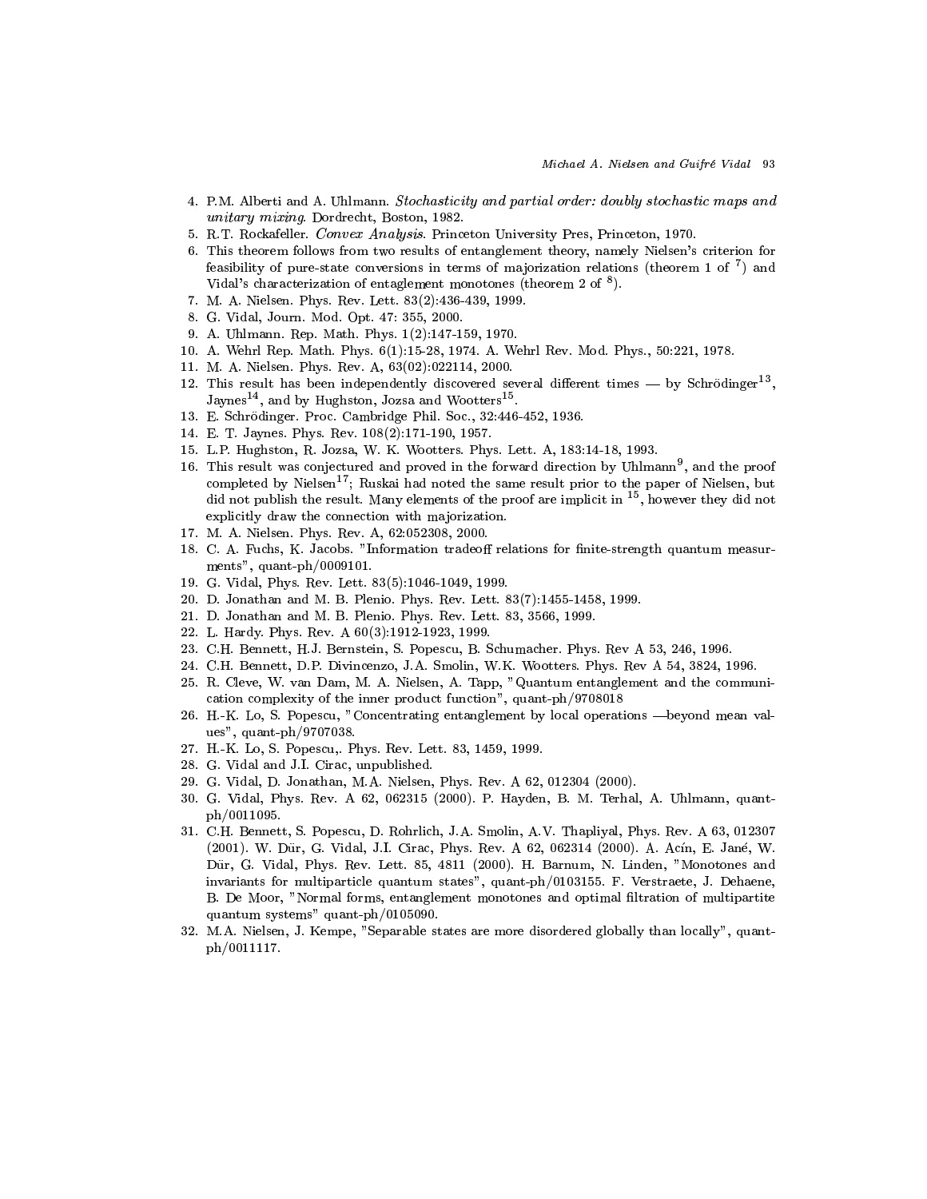4. P.M. Alberti and A. Uhlmann. *Stochasticity and partial order: doubly stochastic maps and unitary mixing*. Dordrecht, Boston, 1982.
5. R.T. Rockafeller. *Convex Analysis*. Princeton University Pres, Princeton, 1970.
6. This theorem follows from two results of entanglement theory, namely Nielsen's criterion for feasibility of pure-state conversions in terms of majorization relations (theorem 1 of [7]) and Vidal's characterization of entaglement monotones (theorem 2 of [8]).
7. M. A. Nielsen. Phys. Rev. Lett. 83(2):436-439, 1999.
8. G. Vidal, Journ. Mod. Opt. 47: 355, 2000.
9. A. Uhlmann. Rep. Math. Phys. 1(2):147-159, 1970.
10. A. Wehrl Rep. Math. Phys. 6(1):15-28, 1974. A. Wehrl Rev. Mod. Phys., 50:221, 1978.
11. M. A. Nielsen. Phys. Rev. A, 63(02):022114, 2000.
12. This result has been independently discovered several different times — by Schrödinger[13], Jaynes[14], and by Hughston, Jozsa and Wootters[15].
13. E. Schrödinger. Proc. Cambridge Phil. Soc., 32:446-452, 1936.
14. E. T. Jaynes. Phys. Rev. 108(2):171-190, 1957.
15. L.P. Hughston, R. Jozsa, W. K. Wootters. Phys. Lett. A, 183:14-18, 1993.
16. This result was conjectured and proved in the forward direction by Uhlmann[9], and the proof completed by Nielsen[17]; Ruskai had noted the same result prior to the paper of Nielsen, but did not publish the result. Many elements of the proof are implicit in [15], however they did not explicitly draw the connection with majorization.
17. M. A. Nielsen. Phys. Rev. A, 62:052308, 2000.
18. C. A. Fuchs, K. Jacobs. "Information tradeoff relations for finite-strength quantum measurments", quant-ph/0009101.
19. G. Vidal, Phys. Rev. Lett. 83(5):1046-1049, 1999.
20. D. Jonathan and M. B. Plenio. Phys. Rev. Lett. 83(7):1455-1458, 1999.
21. D. Jonathan and M. B. Plenio. Phys. Rev. Lett. 83, 3566, 1999.
22. L. Hardy. Phys. Rev. A 60(3):1912-1923, 1999.
23. C.H. Bennett, H.J. Bernstein, S. Popescu, B. Schumacher. Phys. Rev A 53, 246, 1996.
24. C.H. Bennett, D.P. Divincenzo, J.A. Smolin, W.K. Wootters. Phys. Rev A 54, 3824, 1996.
25. R. Cleve, W. van Dam, M. A. Nielsen, A. Tapp, "Quantum entanglement and the communication complexity of the inner product function", quant-ph/9708018
26. H.-K. Lo, S. Popescu, "Concentrating entanglement by local operations —beyond mean values", quant-ph/9707038.
27. H.-K. Lo, S. Popescu,. Phys. Rev. Lett. 83, 1459, 1999.
28. G. Vidal and J.I. Cirac, unpublished.
29. G. Vidal, D. Jonathan, M.A. Nielsen, Phys. Rev. A 62, 012304 (2000).
30. G. Vidal, Phys. Rev. A 62, 062315 (2000). P. Hayden, B. M. Terhal, A. Uhlmann, quant-ph/0011095.
31. C.H. Bennett, S. Popescu, D. Rohrlich, J.A. Smolin, A.V. Thapliyal, Phys. Rev. A 63, 012307 (2001). W. Dür, G. Vidal, J.I. Cirac, Phys. Rev. A 62, 062314 (2000). A. Acín, E. Jané, W. Dür, G. Vidal, Phys. Rev. Lett. 85, 4811 (2000). H. Barnum, N. Linden, "Monotones and invariants for multiparticle quantum states", quant-ph/0103155. F. Verstraete, J. Dehaene, B. De Moor, "Normal forms, entanglement monotones and optimal filtration of multipartite quantum systems" quant-ph/0105090.
32. M.A. Nielsen, J. Kempe, "Separable states are more disordered globally than locally", quant-ph/0011117.